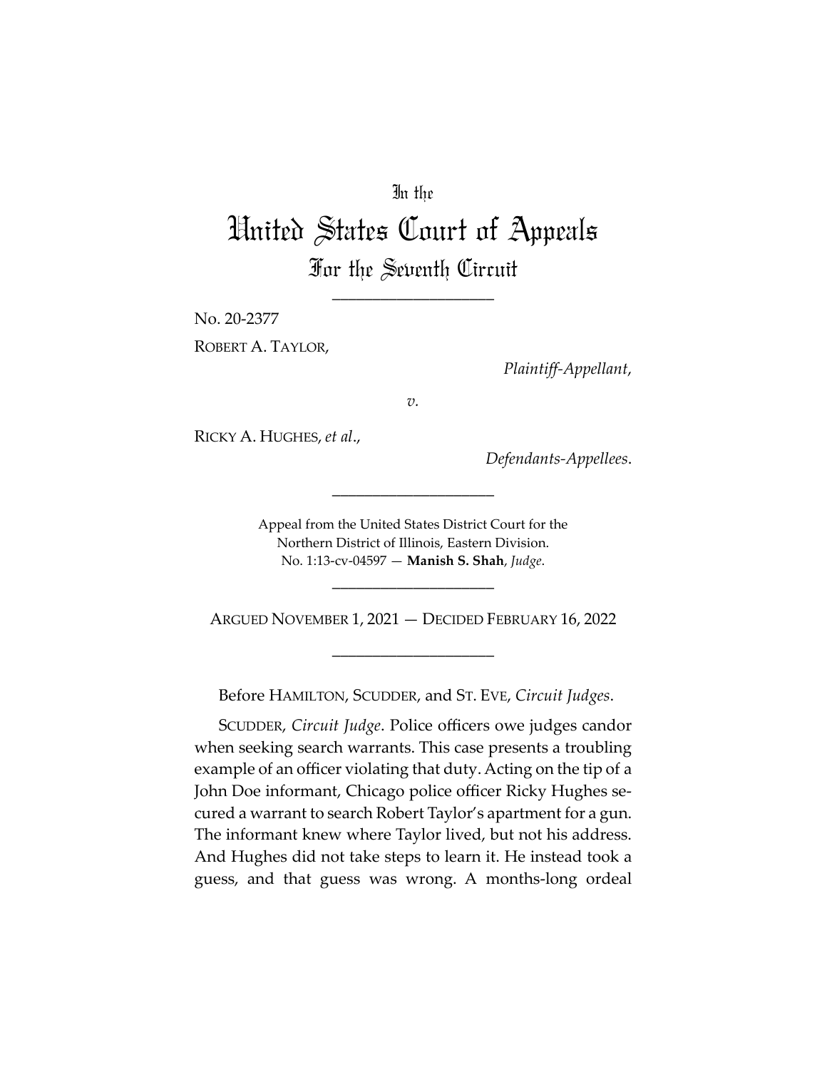In the

# United States Court of Appeals

## For the Seventh Circuit

____________________

No. 20-2377

ROBERT A. TAYLOR,

*Plaintiff-Appellant*,

*v.*

RICKY A. HUGHES, *et al*.,

*Defendants-Appellees*.

____________________

Appeal from the United States District Court for the Northern District of Illinois, Eastern Division.
No. 1:13-cv-04597 — **Manish S. Shah**, *Judge*.

____________________

ARGUED NOVEMBER 1, 2021 — DECIDED FEBRUARY 16, 2022

____________________

Before HAMILTON, SCUDDER, and ST. EVE, *Circuit Judges*.

SCUDDER, *Circuit Judge*. Police officers owe judges candor when seeking search warrants. This case presents a troubling example of an officer violating that duty. Acting on the tip of a John Doe informant, Chicago police officer Ricky Hughes secured a warrant to search Robert Taylor's apartment for a gun. The informant knew where Taylor lived, but not his address. And Hughes did not take steps to learn it. He instead took a guess, and that guess was wrong. A months-long ordeal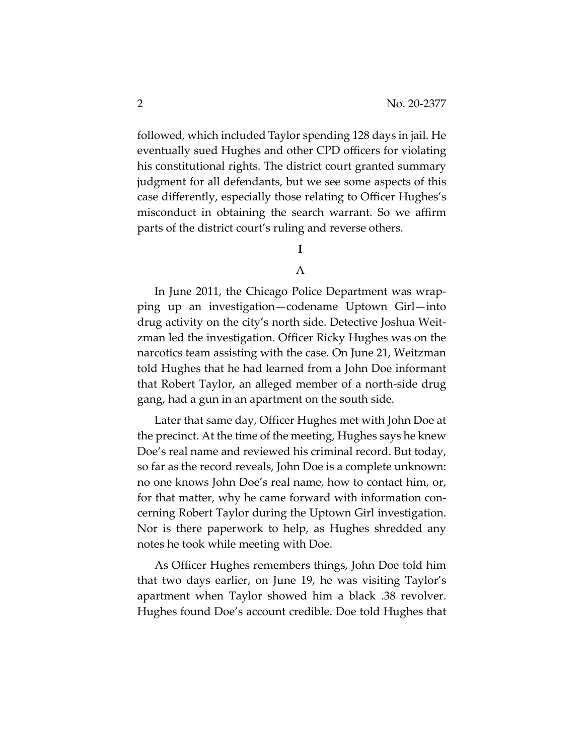followed, which included Taylor spending 128 days in jail. He eventually sued Hughes and other CPD officers for violating his constitutional rights. The district court granted summary judgment for all defendants, but we see some aspects of this case differently, especially those relating to Officer Hughes's misconduct in obtaining the search warrant. So we affirm parts of the district court's ruling and reverse others.

# I

## A

In June 2011, the Chicago Police Department was wrapping up an investigation—codename Uptown Girl—into drug activity on the city's north side. Detective Joshua Weitzman led the investigation. Officer Ricky Hughes was on the narcotics team assisting with the case. On June 21, Weitzman told Hughes that he had learned from a John Doe informant that Robert Taylor, an alleged member of a north-side drug gang, had a gun in an apartment on the south side.

Later that same day, Officer Hughes met with John Doe at the precinct. At the time of the meeting, Hughes says he knew Doe's real name and reviewed his criminal record. But today, so far as the record reveals, John Doe is a complete unknown: no one knows John Doe's real name, how to contact him, or, for that matter, why he came forward with information concerning Robert Taylor during the Uptown Girl investigation. Nor is there paperwork to help, as Hughes shredded any notes he took while meeting with Doe.

As Officer Hughes remembers things, John Doe told him that two days earlier, on June 19, he was visiting Taylor's apartment when Taylor showed him a black .38 revolver. Hughes found Doe's account credible. Doe told Hughes that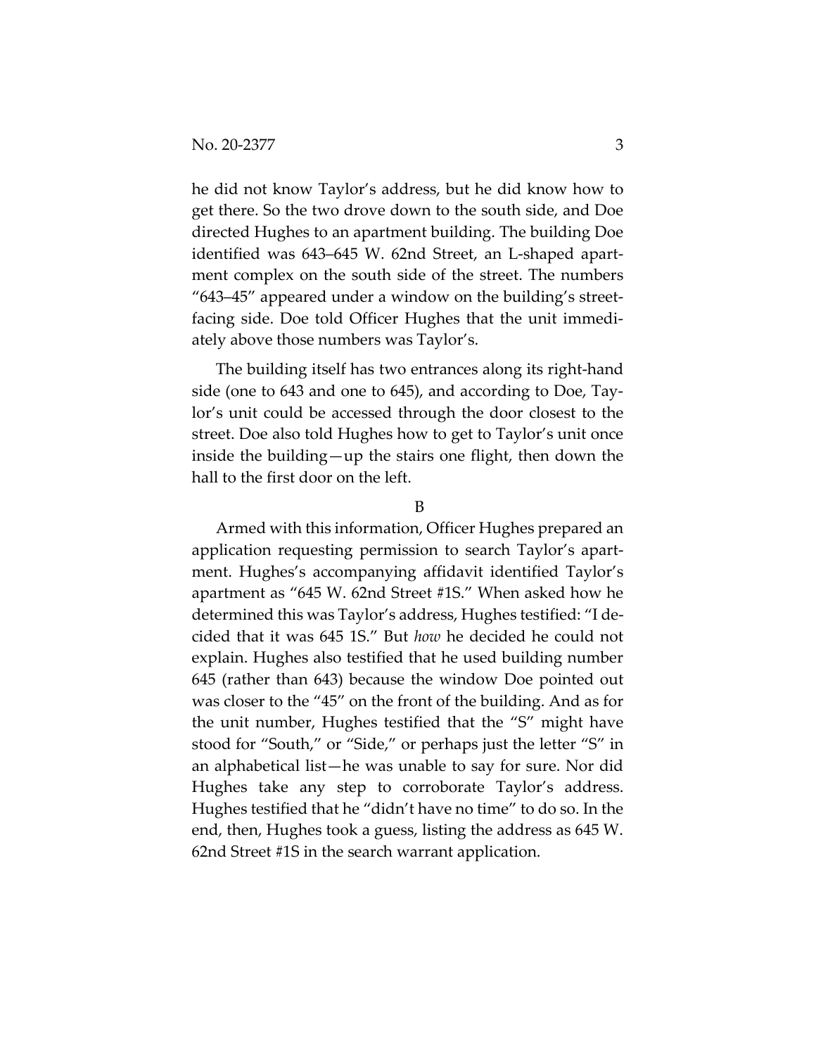he did not know Taylor's address, but he did know how to get there. So the two drove down to the south side, and Doe directed Hughes to an apartment building. The building Doe identified was 643–645 W. 62nd Street, an L-shaped apartment complex on the south side of the street. The numbers "643–45" appeared under a window on the building's street-facing side. Doe told Officer Hughes that the unit immediately above those numbers was Taylor's.

The building itself has two entrances along its right-hand side (one to 643 and one to 645), and according to Doe, Taylor's unit could be accessed through the door closest to the street. Doe also told Hughes how to get to Taylor's unit once inside the building—up the stairs one flight, then down the hall to the first door on the left.

## B

Armed with this information, Officer Hughes prepared an application requesting permission to search Taylor's apartment. Hughes's accompanying affidavit identified Taylor's apartment as "645 W. 62nd Street #1S." When asked how he determined this was Taylor's address, Hughes testified: "I decided that it was 645 1S." But *how* he decided he could not explain. Hughes also testified that he used building number 645 (rather than 643) because the window Doe pointed out was closer to the "45" on the front of the building. And as for the unit number, Hughes testified that the "S" might have stood for "South," or "Side," or perhaps just the letter "S" in an alphabetical list—he was unable to say for sure. Nor did Hughes take any step to corroborate Taylor's address. Hughes testified that he "didn't have no time" to do so. In the end, then, Hughes took a guess, listing the address as 645 W. 62nd Street #1S in the search warrant application.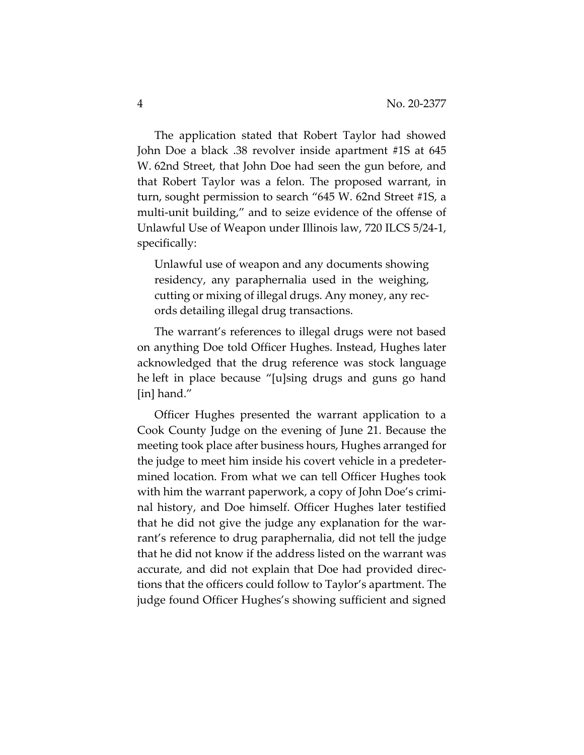The application stated that Robert Taylor had showed John Doe a black .38 revolver inside apartment #1S at 645 W. 62nd Street, that John Doe had seen the gun before, and that Robert Taylor was a felon. The proposed warrant, in turn, sought permission to search "645 W. 62nd Street #1S, a multi-unit building," and to seize evidence of the offense of Unlawful Use of Weapon under Illinois law, 720 ILCS 5/24-1, specifically:

> Unlawful use of weapon and any documents showing residency, any paraphernalia used in the weighing, cutting or mixing of illegal drugs. Any money, any records detailing illegal drug transactions.

The warrant's references to illegal drugs were not based on anything Doe told Officer Hughes. Instead, Hughes later acknowledged that the drug reference was stock language he left in place because "[u]sing drugs and guns go hand [in] hand."

Officer Hughes presented the warrant application to a Cook County Judge on the evening of June 21. Because the meeting took place after business hours, Hughes arranged for the judge to meet him inside his covert vehicle in a predetermined location. From what we can tell Officer Hughes took with him the warrant paperwork, a copy of John Doe's criminal history, and Doe himself. Officer Hughes later testified that he did not give the judge any explanation for the warrant's reference to drug paraphernalia, did not tell the judge that he did not know if the address listed on the warrant was accurate, and did not explain that Doe had provided directions that the officers could follow to Taylor's apartment. The judge found Officer Hughes's showing sufficient and signed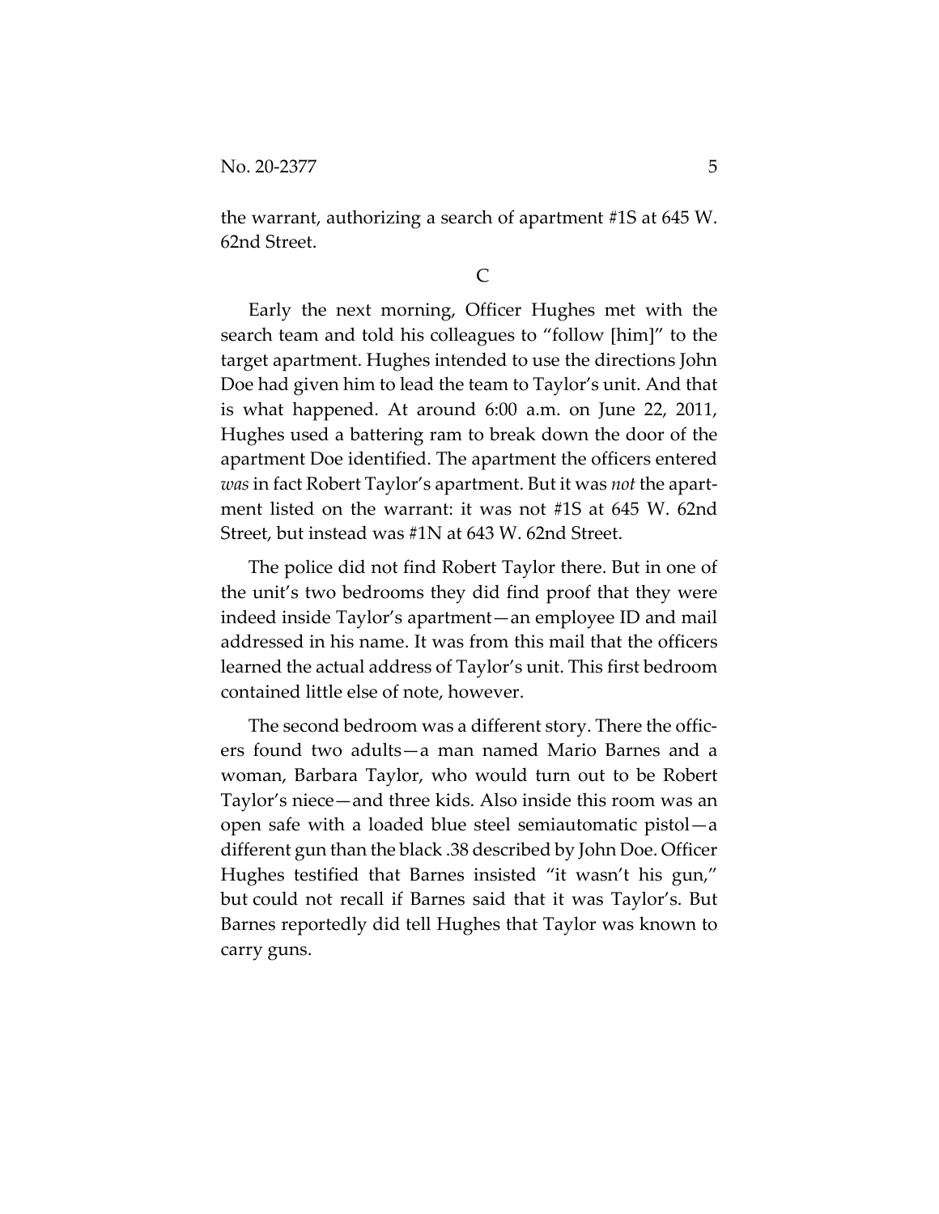the warrant, authorizing a search of apartment #1S at 645 W. 62nd Street.

### C

Early the next morning, Officer Hughes met with the search team and told his colleagues to "follow [him]" to the target apartment. Hughes intended to use the directions John Doe had given him to lead the team to Taylor's unit. And that is what happened. At around 6:00 a.m. on June 22, 2011, Hughes used a battering ram to break down the door of the apartment Doe identified. The apartment the officers entered *was* in fact Robert Taylor's apartment. But it was *not* the apartment listed on the warrant: it was not #1S at 645 W. 62nd Street, but instead was #1N at 643 W. 62nd Street.

The police did not find Robert Taylor there. But in one of the unit's two bedrooms they did find proof that they were indeed inside Taylor's apartment—an employee ID and mail addressed in his name. It was from this mail that the officers learned the actual address of Taylor's unit. This first bedroom contained little else of note, however.

The second bedroom was a different story. There the officers found two adults—a man named Mario Barnes and a woman, Barbara Taylor, who would turn out to be Robert Taylor's niece—and three kids. Also inside this room was an open safe with a loaded blue steel semiautomatic pistol—a different gun than the black .38 described by John Doe. Officer Hughes testified that Barnes insisted "it wasn't his gun," but could not recall if Barnes said that it was Taylor's. But Barnes reportedly did tell Hughes that Taylor was known to carry guns.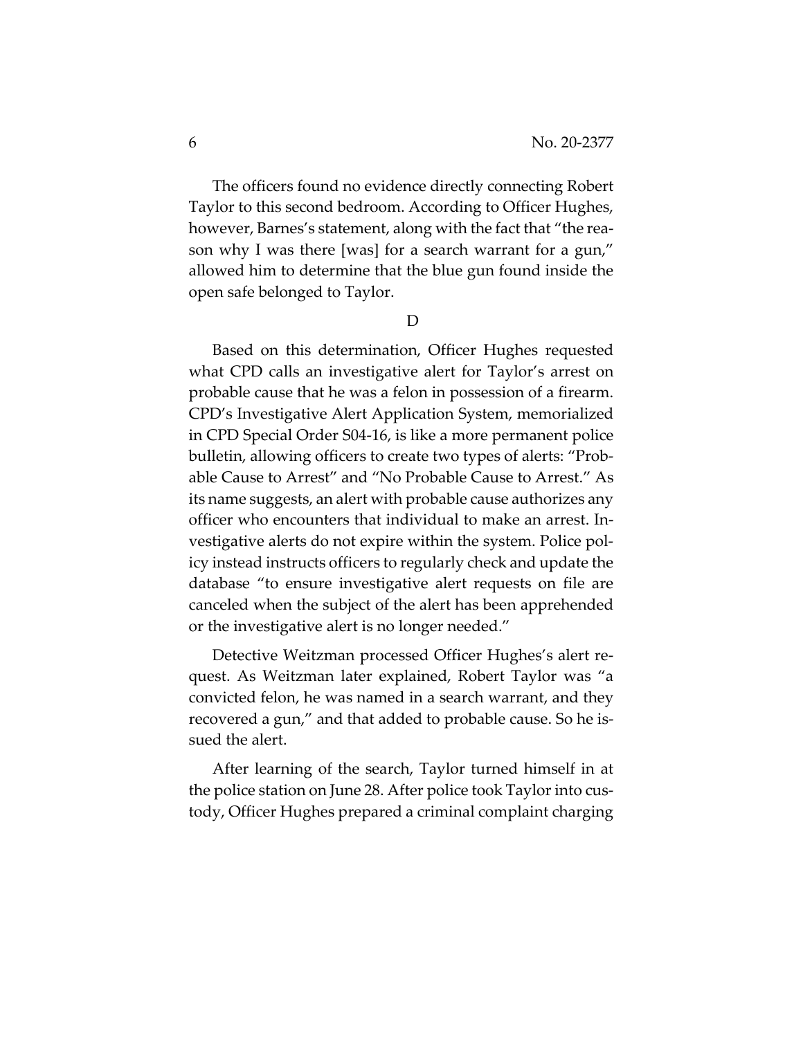The officers found no evidence directly connecting Robert Taylor to this second bedroom. According to Officer Hughes, however, Barnes's statement, along with the fact that "the reason why I was there [was] for a search warrant for a gun," allowed him to determine that the blue gun found inside the open safe belonged to Taylor.

D

Based on this determination, Officer Hughes requested what CPD calls an investigative alert for Taylor's arrest on probable cause that he was a felon in possession of a firearm. CPD's Investigative Alert Application System, memorialized in CPD Special Order S04-16, is like a more permanent police bulletin, allowing officers to create two types of alerts: "Probable Cause to Arrest" and "No Probable Cause to Arrest." As its name suggests, an alert with probable cause authorizes any officer who encounters that individual to make an arrest. Investigative alerts do not expire within the system. Police policy instead instructs officers to regularly check and update the database "to ensure investigative alert requests on file are canceled when the subject of the alert has been apprehended or the investigative alert is no longer needed."

Detective Weitzman processed Officer Hughes's alert request. As Weitzman later explained, Robert Taylor was "a convicted felon, he was named in a search warrant, and they recovered a gun," and that added to probable cause. So he issued the alert.

After learning of the search, Taylor turned himself in at the police station on June 28. After police took Taylor into custody, Officer Hughes prepared a criminal complaint charging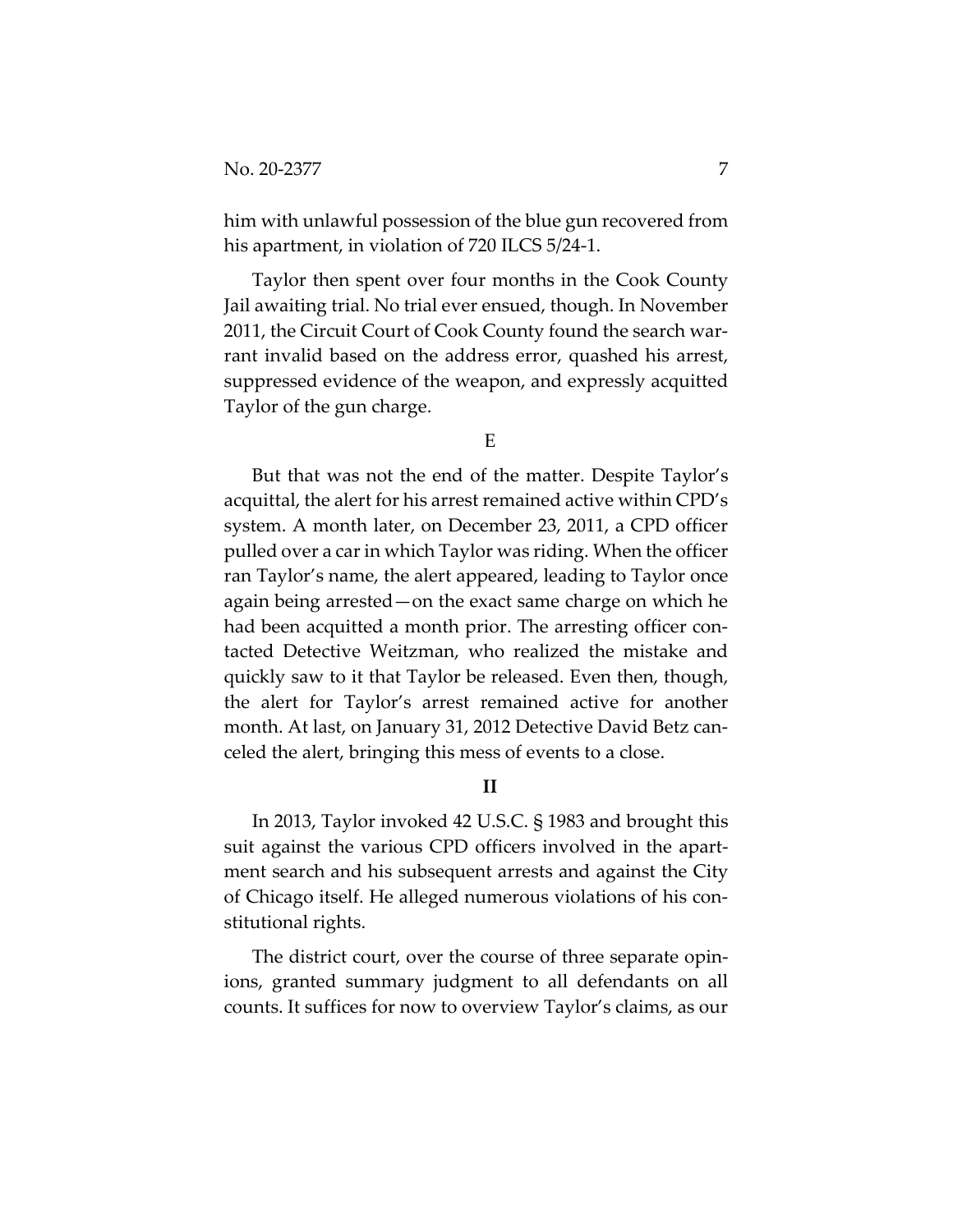him with unlawful possession of the blue gun recovered from his apartment, in violation of 720 ILCS 5/24-1.

Taylor then spent over four months in the Cook County Jail awaiting trial. No trial ever ensued, though. In November 2011, the Circuit Court of Cook County found the search warrant invalid based on the address error, quashed his arrest, suppressed evidence of the weapon, and expressly acquitted Taylor of the gun charge.

### E

But that was not the end of the matter. Despite Taylor's acquittal, the alert for his arrest remained active within CPD's system. A month later, on December 23, 2011, a CPD officer pulled over a car in which Taylor was riding. When the officer ran Taylor's name, the alert appeared, leading to Taylor once again being arrested—on the exact same charge on which he had been acquitted a month prior. The arresting officer contacted Detective Weitzman, who realized the mistake and quickly saw to it that Taylor be released. Even then, though, the alert for Taylor's arrest remained active for another month. At last, on January 31, 2012 Detective David Betz canceled the alert, bringing this mess of events to a close.

## II

In 2013, Taylor invoked 42 U.S.C. § 1983 and brought this suit against the various CPD officers involved in the apartment search and his subsequent arrests and against the City of Chicago itself. He alleged numerous violations of his constitutional rights.

The district court, over the course of three separate opinions, granted summary judgment to all defendants on all counts. It suffices for now to overview Taylor's claims, as our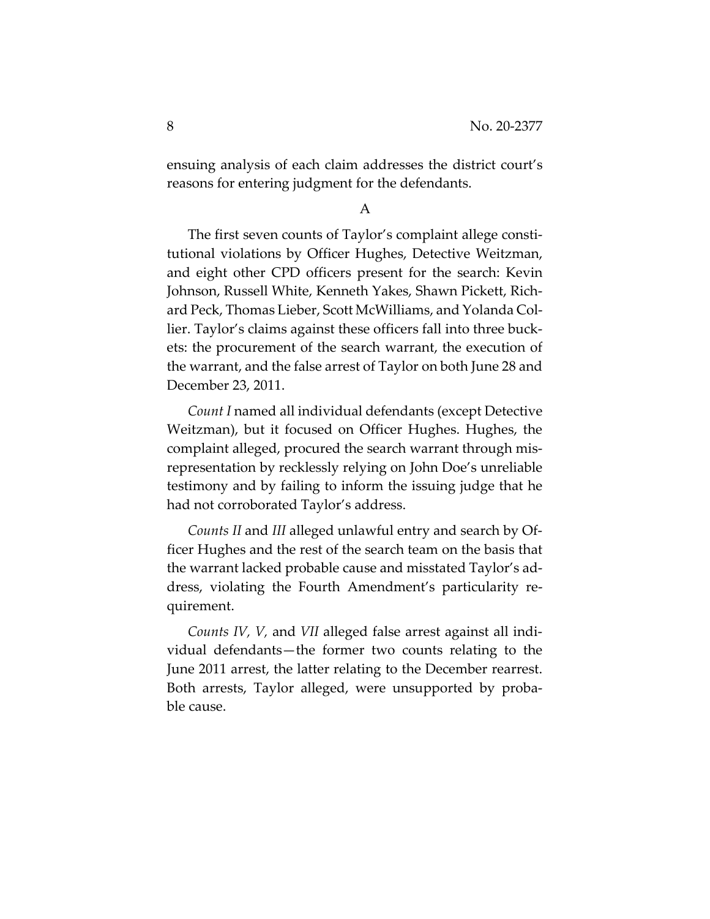ensuing analysis of each claim addresses the district court's reasons for entering judgment for the defendants.

## A

The first seven counts of Taylor's complaint allege constitutional violations by Officer Hughes, Detective Weitzman, and eight other CPD officers present for the search: Kevin Johnson, Russell White, Kenneth Yakes, Shawn Pickett, Richard Peck, Thomas Lieber, Scott McWilliams, and Yolanda Collier. Taylor's claims against these officers fall into three buckets: the procurement of the search warrant, the execution of the warrant, and the false arrest of Taylor on both June 28 and December 23, 2011.

*Count I* named all individual defendants (except Detective Weitzman), but it focused on Officer Hughes. Hughes, the complaint alleged, procured the search warrant through misrepresentation by recklessly relying on John Doe's unreliable testimony and by failing to inform the issuing judge that he had not corroborated Taylor's address.

*Counts II* and *III* alleged unlawful entry and search by Officer Hughes and the rest of the search team on the basis that the warrant lacked probable cause and misstated Taylor's address, violating the Fourth Amendment's particularity requirement.

*Counts IV, V,* and *VII* alleged false arrest against all individual defendants—the former two counts relating to the June 2011 arrest, the latter relating to the December rearrest. Both arrests, Taylor alleged, were unsupported by probable cause.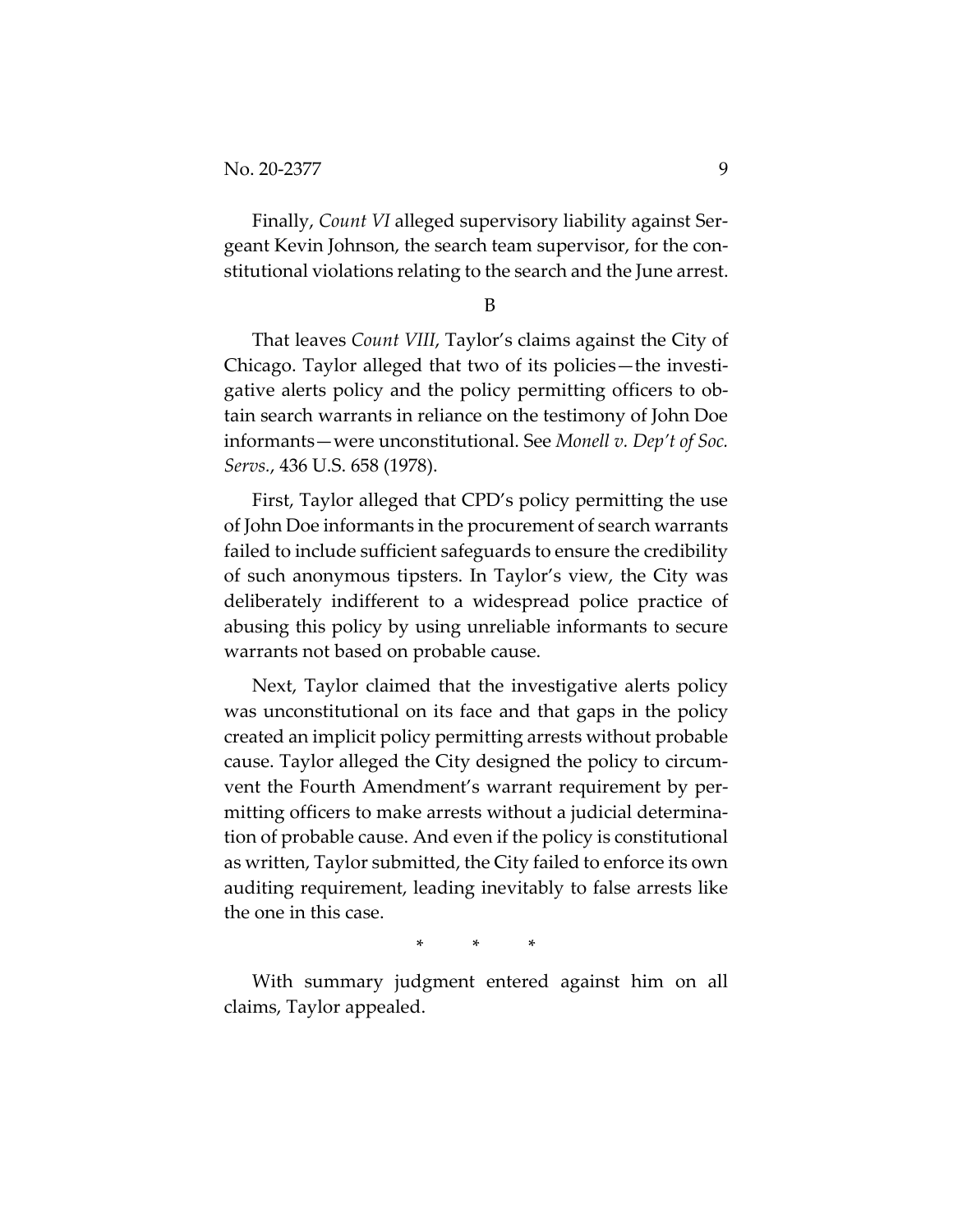Finally, *Count VI* alleged supervisory liability against Sergeant Kevin Johnson, the search team supervisor, for the constitutional violations relating to the search and the June arrest.

B

That leaves *Count VIII*, Taylor's claims against the City of Chicago. Taylor alleged that two of its policies—the investigative alerts policy and the policy permitting officers to obtain search warrants in reliance on the testimony of John Doe informants—were unconstitutional. See *Monell v. Dep't of Soc. Servs.*, 436 U.S. 658 (1978).

First, Taylor alleged that CPD's policy permitting the use of John Doe informants in the procurement of search warrants failed to include sufficient safeguards to ensure the credibility of such anonymous tipsters. In Taylor's view, the City was deliberately indifferent to a widespread police practice of abusing this policy by using unreliable informants to secure warrants not based on probable cause.

Next, Taylor claimed that the investigative alerts policy was unconstitutional on its face and that gaps in the policy created an implicit policy permitting arrests without probable cause. Taylor alleged the City designed the policy to circumvent the Fourth Amendment's warrant requirement by permitting officers to make arrests without a judicial determination of probable cause. And even if the policy is constitutional as written, Taylor submitted, the City failed to enforce its own auditing requirement, leading inevitably to false arrests like the one in this case.

\* \* \*

With summary judgment entered against him on all claims, Taylor appealed.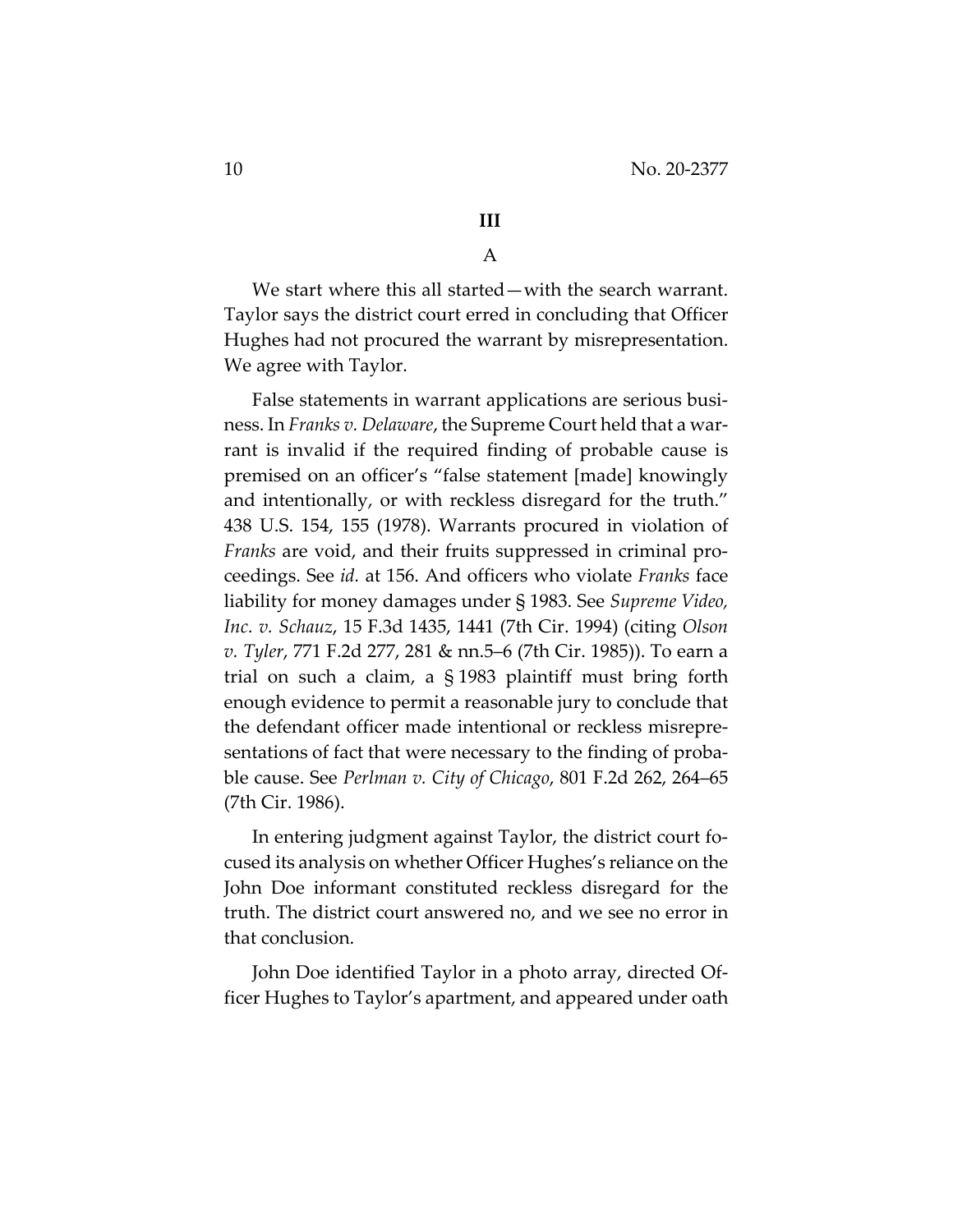### III

#### A

We start where this all started—with the search warrant. Taylor says the district court erred in concluding that Officer Hughes had not procured the warrant by misrepresentation. We agree with Taylor.

False statements in warrant applications are serious business. In *Franks v. Delaware*, the Supreme Court held that a warrant is invalid if the required finding of probable cause is premised on an officer's "false statement [made] knowingly and intentionally, or with reckless disregard for the truth." 438 U.S. 154, 155 (1978). Warrants procured in violation of *Franks* are void, and their fruits suppressed in criminal proceedings. See *id.* at 156. And officers who violate *Franks* face liability for money damages under § 1983. See *Supreme Video, Inc. v. Schauz*, 15 F.3d 1435, 1441 (7th Cir. 1994) (citing *Olson v. Tyler*, 771 F.2d 277, 281 & nn.5–6 (7th Cir. 1985)). To earn a trial on such a claim, a § 1983 plaintiff must bring forth enough evidence to permit a reasonable jury to conclude that the defendant officer made intentional or reckless misrepresentations of fact that were necessary to the finding of probable cause. See *Perlman v. City of Chicago*, 801 F.2d 262, 264–65 (7th Cir. 1986).

In entering judgment against Taylor, the district court focused its analysis on whether Officer Hughes's reliance on the John Doe informant constituted reckless disregard for the truth. The district court answered no, and we see no error in that conclusion.

John Doe identified Taylor in a photo array, directed Officer Hughes to Taylor's apartment, and appeared under oath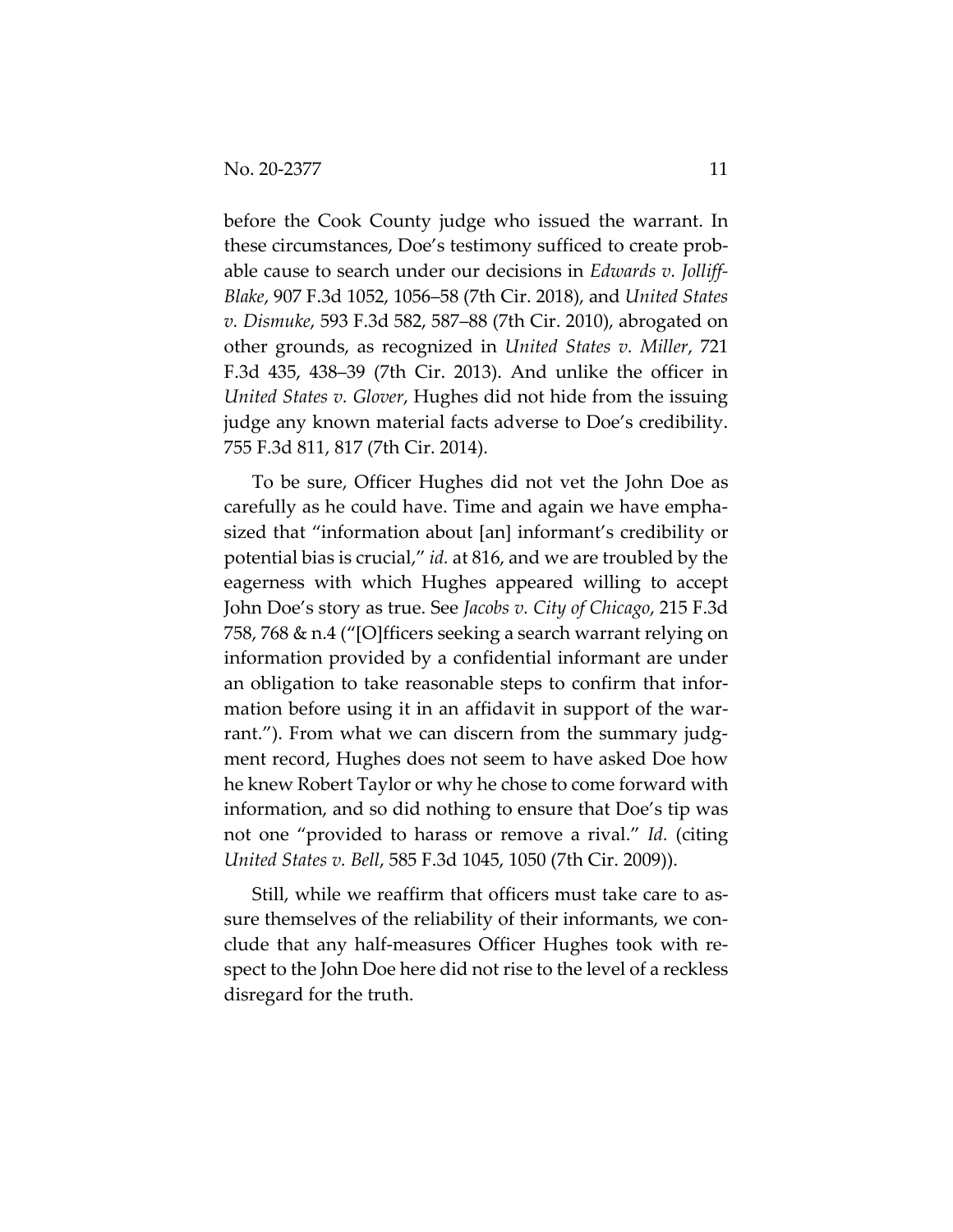before the Cook County judge who issued the warrant. In these circumstances, Doe's testimony sufficed to create probable cause to search under our decisions in *Edwards v. Jolliff-Blake*, 907 F.3d 1052, 1056–58 (7th Cir. 2018), and *United States v. Dismuke*, 593 F.3d 582, 587–88 (7th Cir. 2010), abrogated on other grounds, as recognized in *United States v. Miller*, 721 F.3d 435, 438–39 (7th Cir. 2013). And unlike the officer in *United States v. Glover*, Hughes did not hide from the issuing judge any known material facts adverse to Doe's credibility. 755 F.3d 811, 817 (7th Cir. 2014).

To be sure, Officer Hughes did not vet the John Doe as carefully as he could have. Time and again we have emphasized that "information about [an] informant's credibility or potential bias is crucial," *id.* at 816, and we are troubled by the eagerness with which Hughes appeared willing to accept John Doe's story as true. See *Jacobs v. City of Chicago*, 215 F.3d 758, 768 & n.4 ("[O]fficers seeking a search warrant relying on information provided by a confidential informant are under an obligation to take reasonable steps to confirm that information before using it in an affidavit in support of the warrant."). From what we can discern from the summary judgment record, Hughes does not seem to have asked Doe how he knew Robert Taylor or why he chose to come forward with information, and so did nothing to ensure that Doe's tip was not one "provided to harass or remove a rival." *Id.* (citing *United States v. Bell*, 585 F.3d 1045, 1050 (7th Cir. 2009)).

Still, while we reaffirm that officers must take care to assure themselves of the reliability of their informants, we conclude that any half-measures Officer Hughes took with respect to the John Doe here did not rise to the level of a reckless disregard for the truth.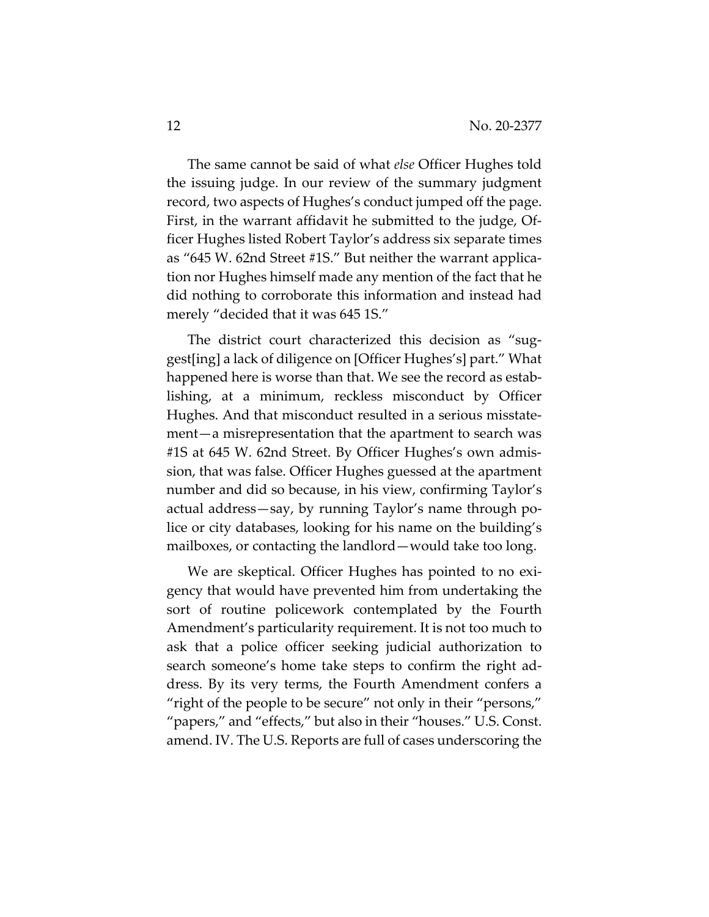The same cannot be said of what *else* Officer Hughes told the issuing judge. In our review of the summary judgment record, two aspects of Hughes's conduct jumped off the page. First, in the warrant affidavit he submitted to the judge, Officer Hughes listed Robert Taylor's address six separate times as "645 W. 62nd Street #1S." But neither the warrant application nor Hughes himself made any mention of the fact that he did nothing to corroborate this information and instead had merely "decided that it was 645 1S."

The district court characterized this decision as "suggest[ing] a lack of diligence on [Officer Hughes's] part." What happened here is worse than that. We see the record as establishing, at a minimum, reckless misconduct by Officer Hughes. And that misconduct resulted in a serious misstatement—a misrepresentation that the apartment to search was #1S at 645 W. 62nd Street. By Officer Hughes's own admission, that was false. Officer Hughes guessed at the apartment number and did so because, in his view, confirming Taylor's actual address—say, by running Taylor's name through police or city databases, looking for his name on the building's mailboxes, or contacting the landlord—would take too long.

We are skeptical. Officer Hughes has pointed to no exigency that would have prevented him from undertaking the sort of routine policework contemplated by the Fourth Amendment's particularity requirement. It is not too much to ask that a police officer seeking judicial authorization to search someone's home take steps to confirm the right address. By its very terms, the Fourth Amendment confers a "right of the people to be secure" not only in their "persons," "papers," and "effects," but also in their "houses." U.S. Const. amend. IV. The U.S. Reports are full of cases underscoring the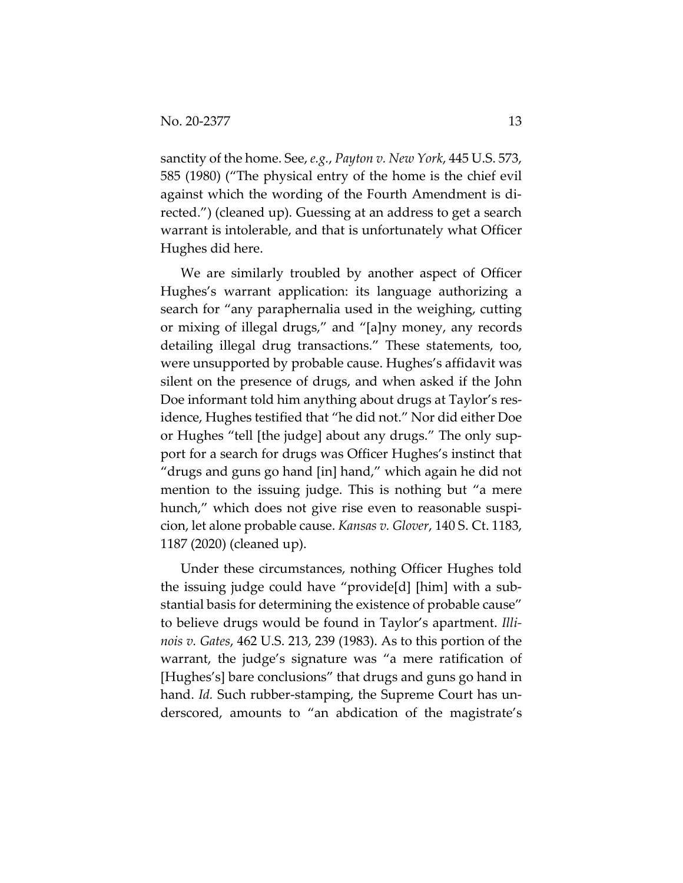sanctity of the home. See, *e.g.*, *Payton v. New York*, 445 U.S. 573, 585 (1980) ("The physical entry of the home is the chief evil against which the wording of the Fourth Amendment is directed.") (cleaned up). Guessing at an address to get a search warrant is intolerable, and that is unfortunately what Officer Hughes did here.

We are similarly troubled by another aspect of Officer Hughes's warrant application: its language authorizing a search for "any paraphernalia used in the weighing, cutting or mixing of illegal drugs," and "[a]ny money, any records detailing illegal drug transactions." These statements, too, were unsupported by probable cause. Hughes's affidavit was silent on the presence of drugs, and when asked if the John Doe informant told him anything about drugs at Taylor's residence, Hughes testified that "he did not." Nor did either Doe or Hughes "tell [the judge] about any drugs." The only support for a search for drugs was Officer Hughes's instinct that "drugs and guns go hand [in] hand," which again he did not mention to the issuing judge. This is nothing but "a mere hunch," which does not give rise even to reasonable suspicion, let alone probable cause. *Kansas v. Glover*, 140 S. Ct. 1183, 1187 (2020) (cleaned up).

Under these circumstances, nothing Officer Hughes told the issuing judge could have "provide[d] [him] with a substantial basis for determining the existence of probable cause" to believe drugs would be found in Taylor's apartment. *Illinois v. Gates*, 462 U.S. 213, 239 (1983). As to this portion of the warrant, the judge's signature was "a mere ratification of [Hughes's] bare conclusions" that drugs and guns go hand in hand. *Id.* Such rubber-stamping, the Supreme Court has underscored, amounts to "an abdication of the magistrate's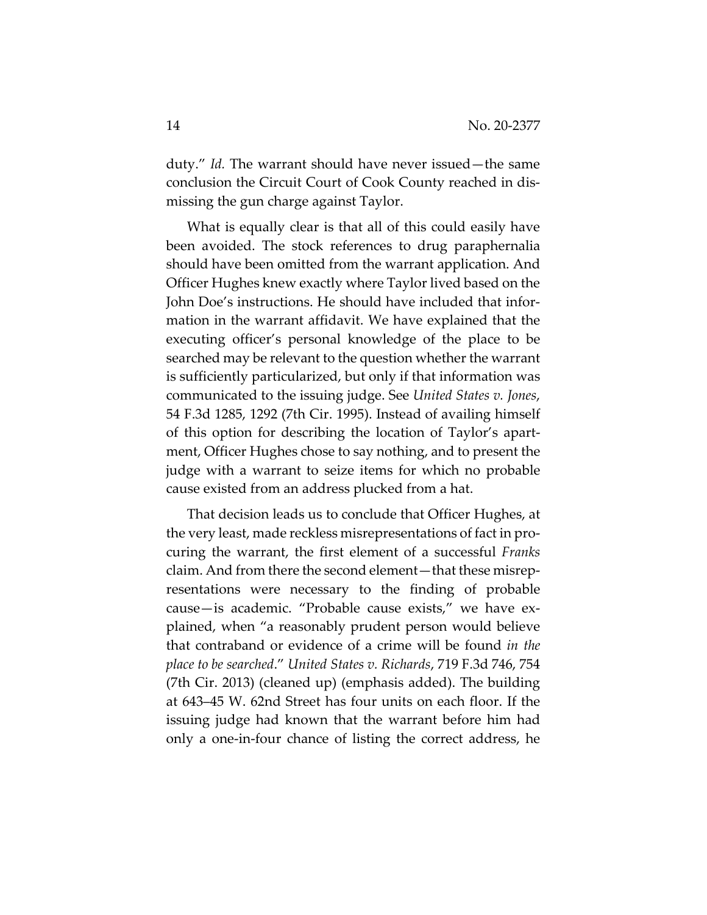duty." *Id.* The warrant should have never issued—the same conclusion the Circuit Court of Cook County reached in dismissing the gun charge against Taylor.

What is equally clear is that all of this could easily have been avoided. The stock references to drug paraphernalia should have been omitted from the warrant application. And Officer Hughes knew exactly where Taylor lived based on the John Doe's instructions. He should have included that information in the warrant affidavit. We have explained that the executing officer's personal knowledge of the place to be searched may be relevant to the question whether the warrant is sufficiently particularized, but only if that information was communicated to the issuing judge. See *United States v. Jones*, 54 F.3d 1285, 1292 (7th Cir. 1995). Instead of availing himself of this option for describing the location of Taylor's apartment, Officer Hughes chose to say nothing, and to present the judge with a warrant to seize items for which no probable cause existed from an address plucked from a hat.

That decision leads us to conclude that Officer Hughes, at the very least, made reckless misrepresentations of fact in procuring the warrant, the first element of a successful *Franks* claim. And from there the second element—that these misrepresentations were necessary to the finding of probable cause—is academic. "Probable cause exists," we have explained, when "a reasonably prudent person would believe that contraband or evidence of a crime will be found *in the place to be searched*." *United States v. Richards*, 719 F.3d 746, 754 (7th Cir. 2013) (cleaned up) (emphasis added). The building at 643–45 W. 62nd Street has four units on each floor. If the issuing judge had known that the warrant before him had only a one-in-four chance of listing the correct address, he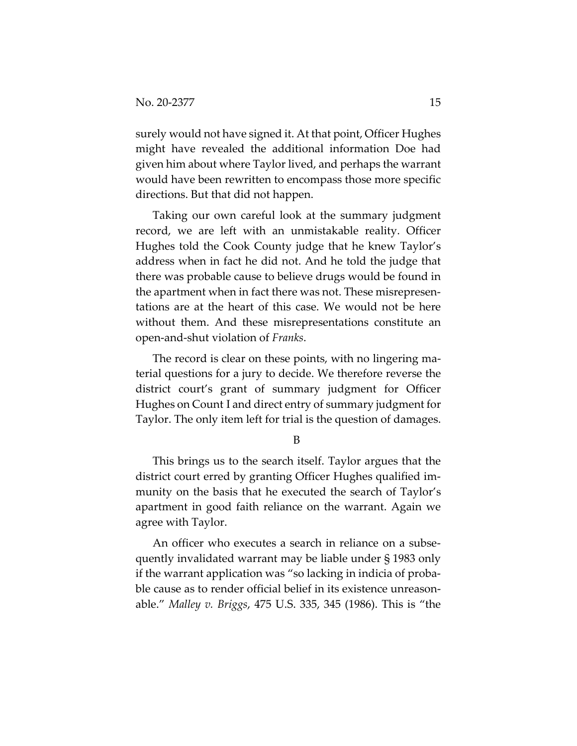surely would not have signed it. At that point, Officer Hughes might have revealed the additional information Doe had given him about where Taylor lived, and perhaps the warrant would have been rewritten to encompass those more specific directions. But that did not happen.

Taking our own careful look at the summary judgment record, we are left with an unmistakable reality. Officer Hughes told the Cook County judge that he knew Taylor's address when in fact he did not. And he told the judge that there was probable cause to believe drugs would be found in the apartment when in fact there was not. These misrepresentations are at the heart of this case. We would not be here without them. And these misrepresentations constitute an open-and-shut violation of *Franks*.

The record is clear on these points, with no lingering material questions for a jury to decide. We therefore reverse the district court's grant of summary judgment for Officer Hughes on Count I and direct entry of summary judgment for Taylor. The only item left for trial is the question of damages.

B

This brings us to the search itself. Taylor argues that the district court erred by granting Officer Hughes qualified immunity on the basis that he executed the search of Taylor's apartment in good faith reliance on the warrant. Again we agree with Taylor.

An officer who executes a search in reliance on a subsequently invalidated warrant may be liable under § 1983 only if the warrant application was "so lacking in indicia of probable cause as to render official belief in its existence unreasonable." *Malley v. Briggs*, 475 U.S. 335, 345 (1986). This is "the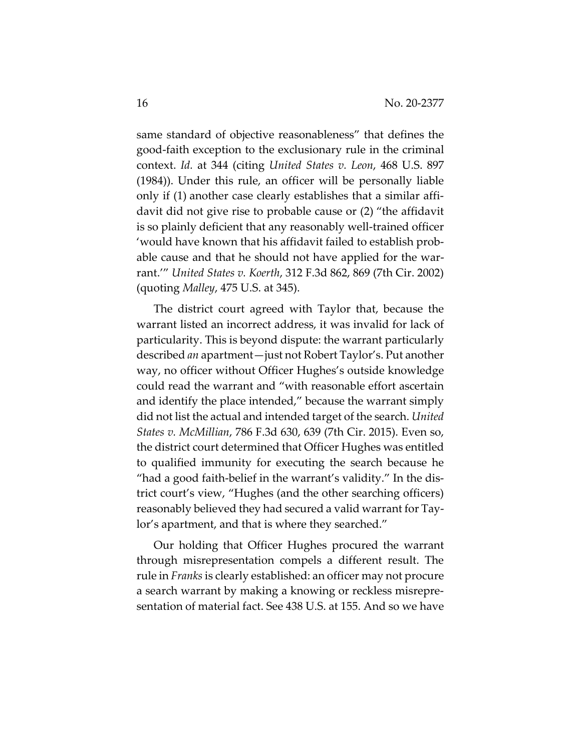same standard of objective reasonableness" that defines the good-faith exception to the exclusionary rule in the criminal context. *Id.* at 344 (citing *United States v. Leon*, 468 U.S. 897 (1984)). Under this rule, an officer will be personally liable only if (1) another case clearly establishes that a similar affidavit did not give rise to probable cause or (2) "the affidavit is so plainly deficient that any reasonably well-trained officer 'would have known that his affidavit failed to establish probable cause and that he should not have applied for the warrant.'" *United States v. Koerth*, 312 F.3d 862, 869 (7th Cir. 2002) (quoting *Malley*, 475 U.S. at 345).

The district court agreed with Taylor that, because the warrant listed an incorrect address, it was invalid for lack of particularity. This is beyond dispute: the warrant particularly described *an* apartment—just not Robert Taylor's. Put another way, no officer without Officer Hughes's outside knowledge could read the warrant and "with reasonable effort ascertain and identify the place intended," because the warrant simply did not list the actual and intended target of the search. *United States v. McMillian*, 786 F.3d 630, 639 (7th Cir. 2015). Even so, the district court determined that Officer Hughes was entitled to qualified immunity for executing the search because he "had a good faith-belief in the warrant's validity." In the district court's view, "Hughes (and the other searching officers) reasonably believed they had secured a valid warrant for Taylor's apartment, and that is where they searched."

Our holding that Officer Hughes procured the warrant through misrepresentation compels a different result. The rule in *Franks* is clearly established: an officer may not procure a search warrant by making a knowing or reckless misrepresentation of material fact. See 438 U.S. at 155. And so we have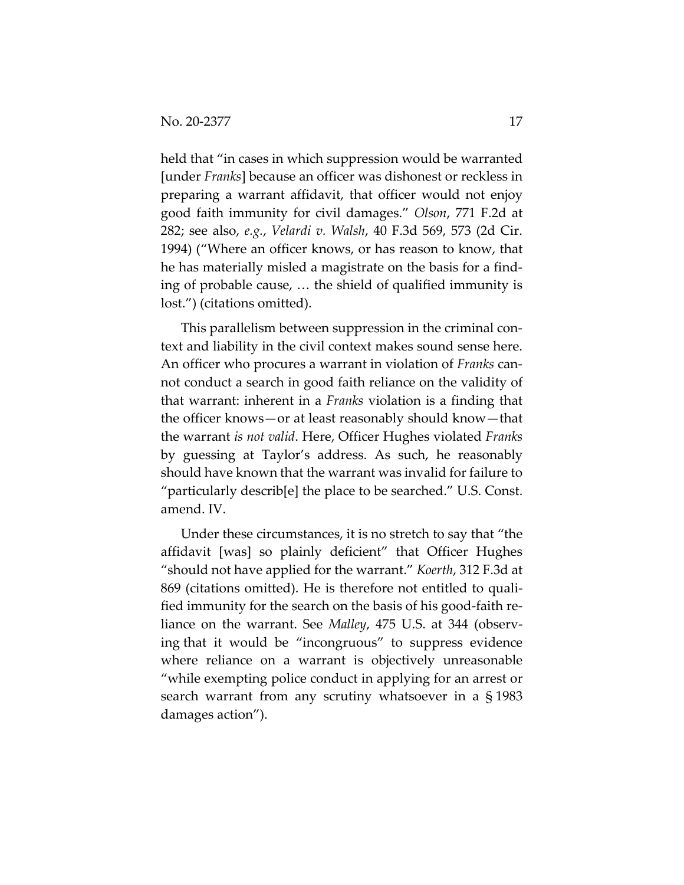held that "in cases in which suppression would be warranted [under *Franks*] because an officer was dishonest or reckless in preparing a warrant affidavit, that officer would not enjoy good faith immunity for civil damages." *Olson*, 771 F.2d at 282; see also, *e.g.*, *Velardi v. Walsh*, 40 F.3d 569, 573 (2d Cir. 1994) ("Where an officer knows, or has reason to know, that he has materially misled a magistrate on the basis for a finding of probable cause, … the shield of qualified immunity is lost.") (citations omitted).

This parallelism between suppression in the criminal context and liability in the civil context makes sound sense here. An officer who procures a warrant in violation of *Franks* cannot conduct a search in good faith reliance on the validity of that warrant: inherent in a *Franks* violation is a finding that the officer knows—or at least reasonably should know—that the warrant *is not valid*. Here, Officer Hughes violated *Franks* by guessing at Taylor's address. As such, he reasonably should have known that the warrant was invalid for failure to "particularly describ[e] the place to be searched." U.S. Const. amend. IV.

Under these circumstances, it is no stretch to say that "the affidavit [was] so plainly deficient" that Officer Hughes "should not have applied for the warrant." *Koerth*, 312 F.3d at 869 (citations omitted). He is therefore not entitled to qualified immunity for the search on the basis of his good-faith reliance on the warrant. See *Malley*, 475 U.S. at 344 (observing that it would be "incongruous" to suppress evidence where reliance on a warrant is objectively unreasonable "while exempting police conduct in applying for an arrest or search warrant from any scrutiny whatsoever in a § 1983 damages action").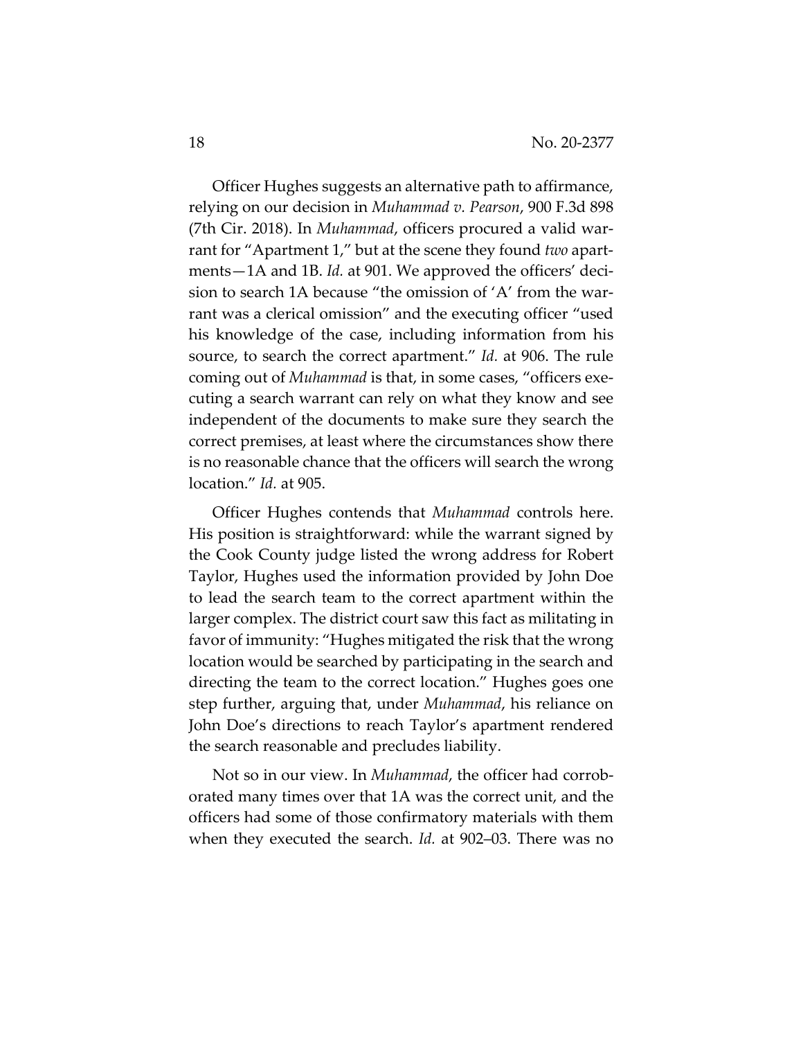Officer Hughes suggests an alternative path to affirmance, relying on our decision in *Muhammad v. Pearson*, 900 F.3d 898 (7th Cir. 2018). In *Muhammad*, officers procured a valid warrant for "Apartment 1," but at the scene they found *two* apartments—1A and 1B. *Id.* at 901. We approved the officers' decision to search 1A because "the omission of 'A' from the warrant was a clerical omission" and the executing officer "used his knowledge of the case, including information from his source, to search the correct apartment." *Id.* at 906. The rule coming out of *Muhammad* is that, in some cases, "officers executing a search warrant can rely on what they know and see independent of the documents to make sure they search the correct premises, at least where the circumstances show there is no reasonable chance that the officers will search the wrong location." *Id.* at 905.

Officer Hughes contends that *Muhammad* controls here. His position is straightforward: while the warrant signed by the Cook County judge listed the wrong address for Robert Taylor, Hughes used the information provided by John Doe to lead the search team to the correct apartment within the larger complex. The district court saw this fact as militating in favor of immunity: "Hughes mitigated the risk that the wrong location would be searched by participating in the search and directing the team to the correct location." Hughes goes one step further, arguing that, under *Muhammad*, his reliance on John Doe's directions to reach Taylor's apartment rendered the search reasonable and precludes liability.

Not so in our view. In *Muhammad*, the officer had corroborated many times over that 1A was the correct unit, and the officers had some of those confirmatory materials with them when they executed the search. *Id.* at 902–03. There was no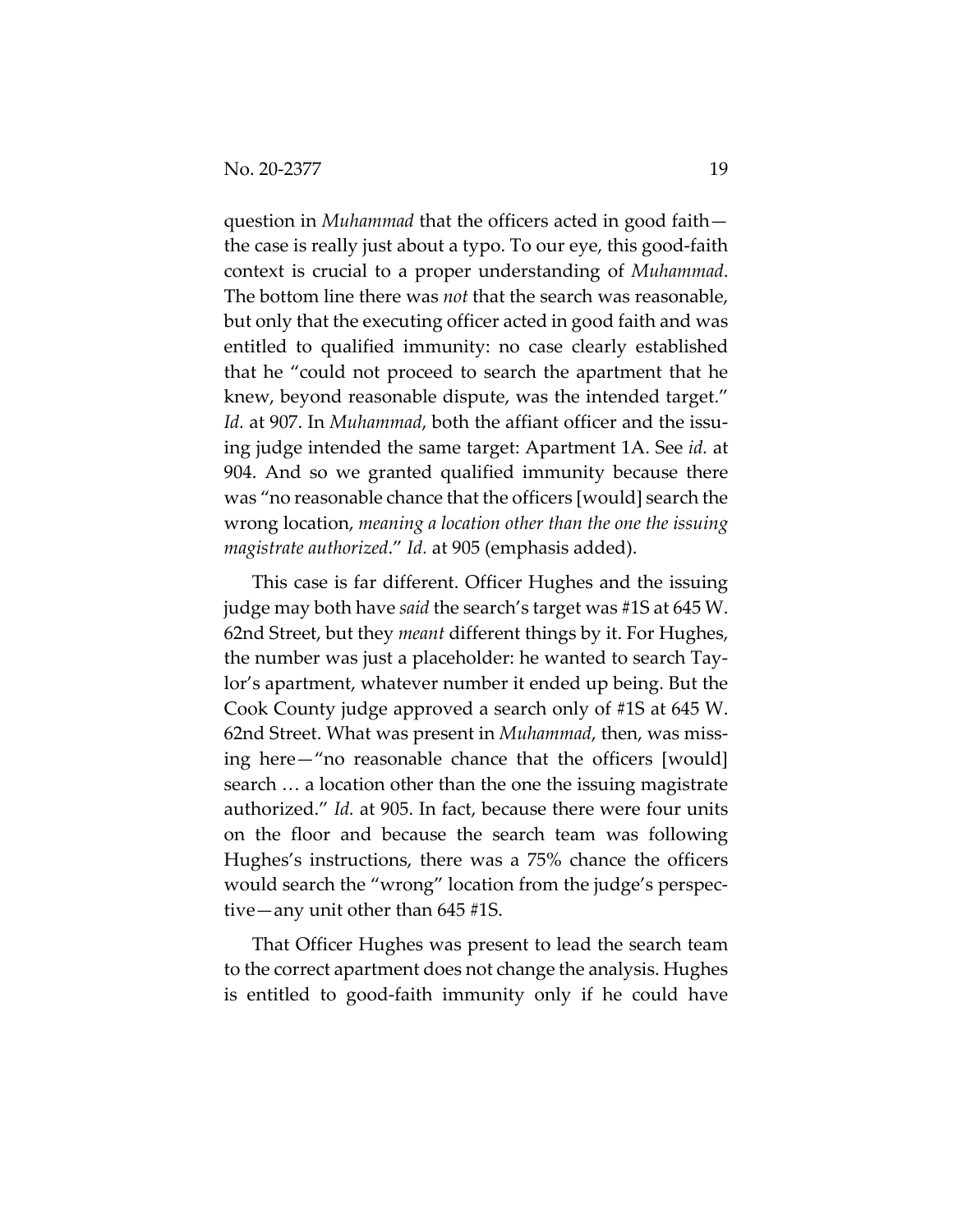question in *Muhammad* that the officers acted in good faith—the case is really just about a typo. To our eye, this good-faith context is crucial to a proper understanding of *Muhammad*. The bottom line there was *not* that the search was reasonable, but only that the executing officer acted in good faith and was entitled to qualified immunity: no case clearly established that he "could not proceed to search the apartment that he knew, beyond reasonable dispute, was the intended target." *Id.* at 907. In *Muhammad*, both the affiant officer and the issuing judge intended the same target: Apartment 1A. See *id.* at 904. And so we granted qualified immunity because there was "no reasonable chance that the officers [would] search the wrong location, *meaning a location other than the one the issuing magistrate authorized*." *Id.* at 905 (emphasis added).

This case is far different. Officer Hughes and the issuing judge may both have *said* the search's target was #1S at 645 W. 62nd Street, but they *meant* different things by it. For Hughes, the number was just a placeholder: he wanted to search Taylor's apartment, whatever number it ended up being. But the Cook County judge approved a search only of #1S at 645 W. 62nd Street. What was present in *Muhammad*, then, was missing here—"no reasonable chance that the officers [would] search … a location other than the one the issuing magistrate authorized." *Id.* at 905. In fact, because there were four units on the floor and because the search team was following Hughes's instructions, there was a 75% chance the officers would search the "wrong" location from the judge's perspective—any unit other than 645 #1S.

That Officer Hughes was present to lead the search team to the correct apartment does not change the analysis. Hughes is entitled to good-faith immunity only if he could have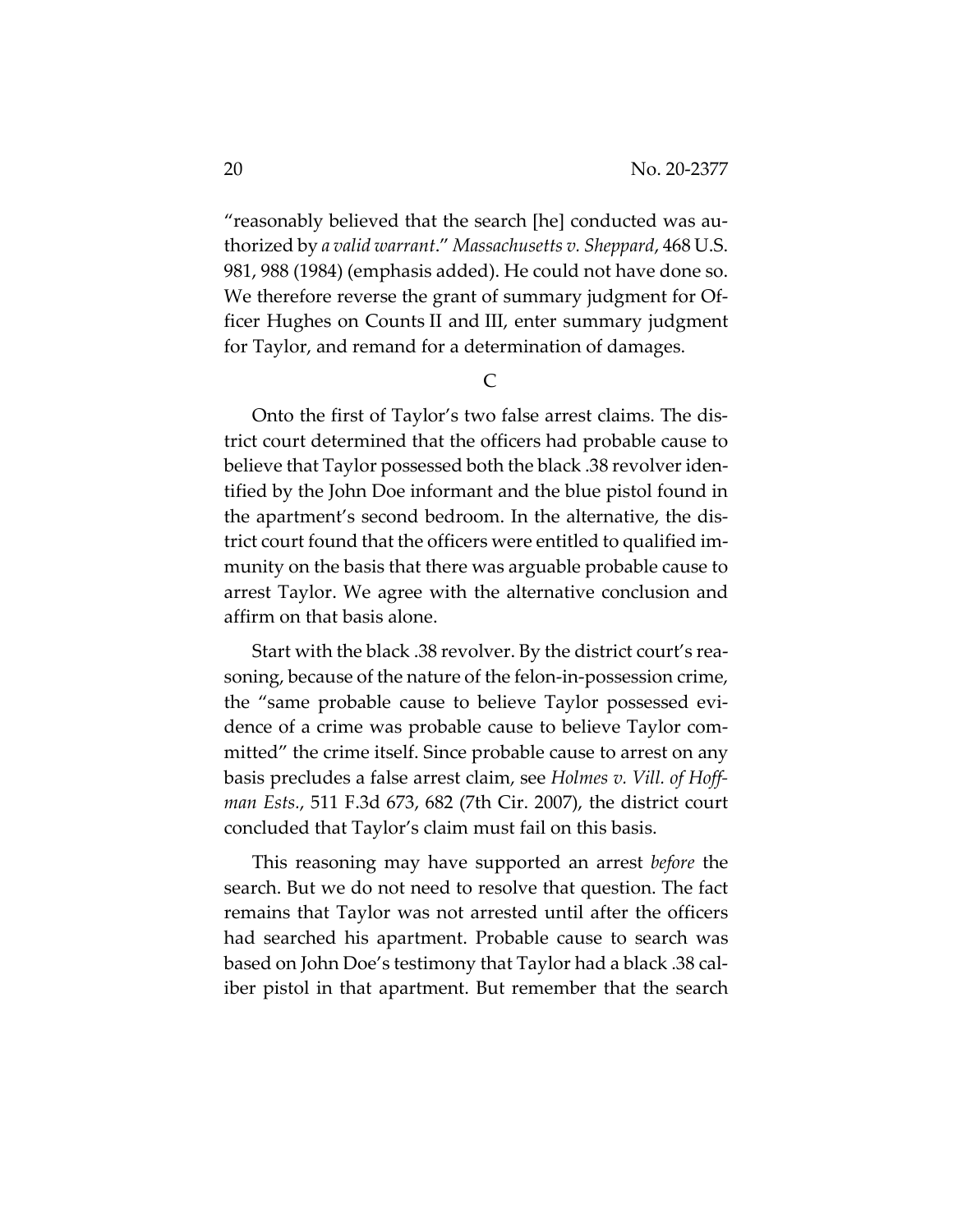"reasonably believed that the search [he] conducted was authorized by *a valid warrant*." *Massachusetts v. Sheppard*, 468 U.S. 981, 988 (1984) (emphasis added). He could not have done so. We therefore reverse the grant of summary judgment for Officer Hughes on Counts II and III, enter summary judgment for Taylor, and remand for a determination of damages.

### C

Onto the first of Taylor's two false arrest claims. The district court determined that the officers had probable cause to believe that Taylor possessed both the black .38 revolver identified by the John Doe informant and the blue pistol found in the apartment's second bedroom. In the alternative, the district court found that the officers were entitled to qualified immunity on the basis that there was arguable probable cause to arrest Taylor. We agree with the alternative conclusion and affirm on that basis alone.

Start with the black .38 revolver. By the district court's reasoning, because of the nature of the felon-in-possession crime, the "same probable cause to believe Taylor possessed evidence of a crime was probable cause to believe Taylor committed" the crime itself. Since probable cause to arrest on any basis precludes a false arrest claim, see *Holmes v. Vill. of Hoffman Ests.*, 511 F.3d 673, 682 (7th Cir. 2007), the district court concluded that Taylor's claim must fail on this basis.

This reasoning may have supported an arrest *before* the search. But we do not need to resolve that question. The fact remains that Taylor was not arrested until after the officers had searched his apartment. Probable cause to search was based on John Doe's testimony that Taylor had a black .38 caliber pistol in that apartment. But remember that the search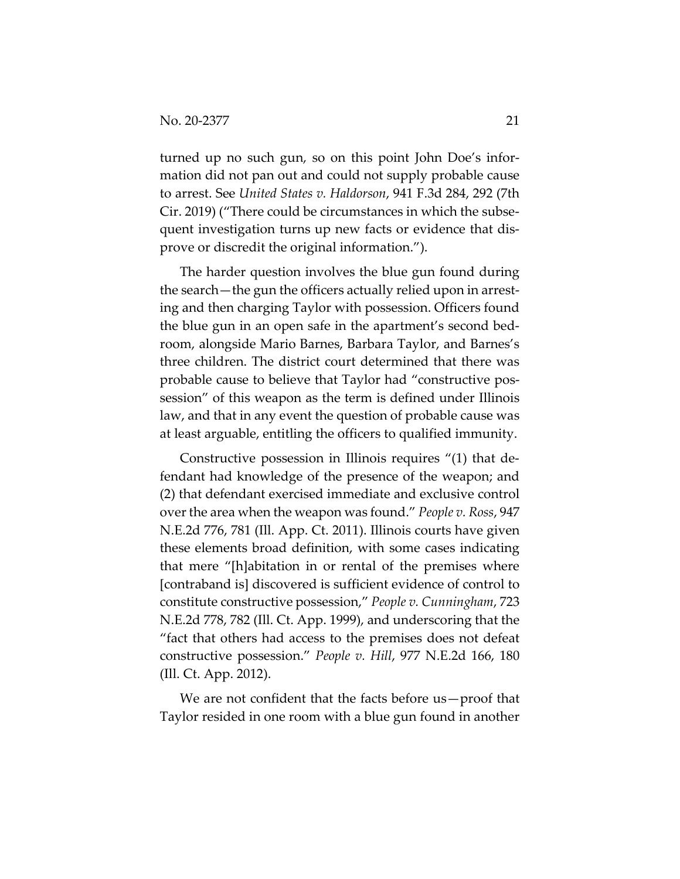turned up no such gun, so on this point John Doe's information did not pan out and could not supply probable cause to arrest. See *United States v. Haldorson*, 941 F.3d 284, 292 (7th Cir. 2019) ("There could be circumstances in which the subsequent investigation turns up new facts or evidence that disprove or discredit the original information.").

The harder question involves the blue gun found during the search—the gun the officers actually relied upon in arresting and then charging Taylor with possession. Officers found the blue gun in an open safe in the apartment's second bedroom, alongside Mario Barnes, Barbara Taylor, and Barnes's three children. The district court determined that there was probable cause to believe that Taylor had "constructive possession" of this weapon as the term is defined under Illinois law, and that in any event the question of probable cause was at least arguable, entitling the officers to qualified immunity.

Constructive possession in Illinois requires "(1) that defendant had knowledge of the presence of the weapon; and (2) that defendant exercised immediate and exclusive control over the area when the weapon was found." *People v. Ross*, 947 N.E.2d 776, 781 (Ill. App. Ct. 2011). Illinois courts have given these elements broad definition, with some cases indicating that mere "[h]abitation in or rental of the premises where [contraband is] discovered is sufficient evidence of control to constitute constructive possession," *People v. Cunningham*, 723 N.E.2d 778, 782 (Ill. Ct. App. 1999), and underscoring that the "fact that others had access to the premises does not defeat constructive possession." *People v. Hill*, 977 N.E.2d 166, 180 (Ill. Ct. App. 2012).

We are not confident that the facts before us—proof that Taylor resided in one room with a blue gun found in another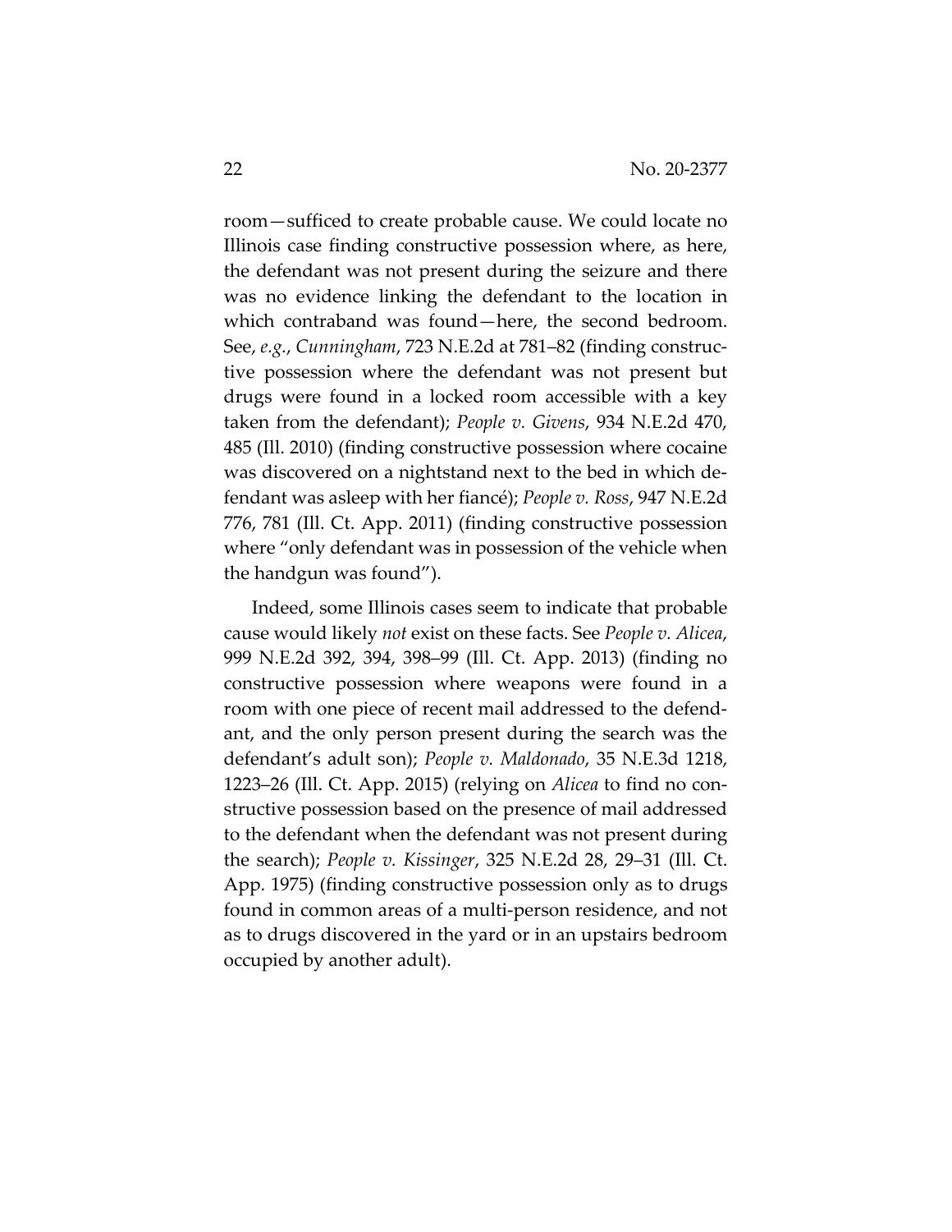room—sufficed to create probable cause. We could locate no Illinois case finding constructive possession where, as here, the defendant was not present during the seizure and there was no evidence linking the defendant to the location in which contraband was found—here, the second bedroom. See, *e.g.*, *Cunningham*, 723 N.E.2d at 781–82 (finding constructive possession where the defendant was not present but drugs were found in a locked room accessible with a key taken from the defendant); *People v. Givens*, 934 N.E.2d 470, 485 (Ill. 2010) (finding constructive possession where cocaine was discovered on a nightstand next to the bed in which defendant was asleep with her fiancé); *People v. Ross*, 947 N.E.2d 776, 781 (Ill. Ct. App. 2011) (finding constructive possession where "only defendant was in possession of the vehicle when the handgun was found").

Indeed, some Illinois cases seem to indicate that probable cause would likely *not* exist on these facts. See *People v. Alicea*, 999 N.E.2d 392, 394, 398–99 (Ill. Ct. App. 2013) (finding no constructive possession where weapons were found in a room with one piece of recent mail addressed to the defendant, and the only person present during the search was the defendant's adult son); *People v. Maldonado*, 35 N.E.3d 1218, 1223–26 (Ill. Ct. App. 2015) (relying on *Alicea* to find no constructive possession based on the presence of mail addressed to the defendant when the defendant was not present during the search); *People v. Kissinger*, 325 N.E.2d 28, 29–31 (Ill. Ct. App. 1975) (finding constructive possession only as to drugs found in common areas of a multi-person residence, and not as to drugs discovered in the yard or in an upstairs bedroom occupied by another adult).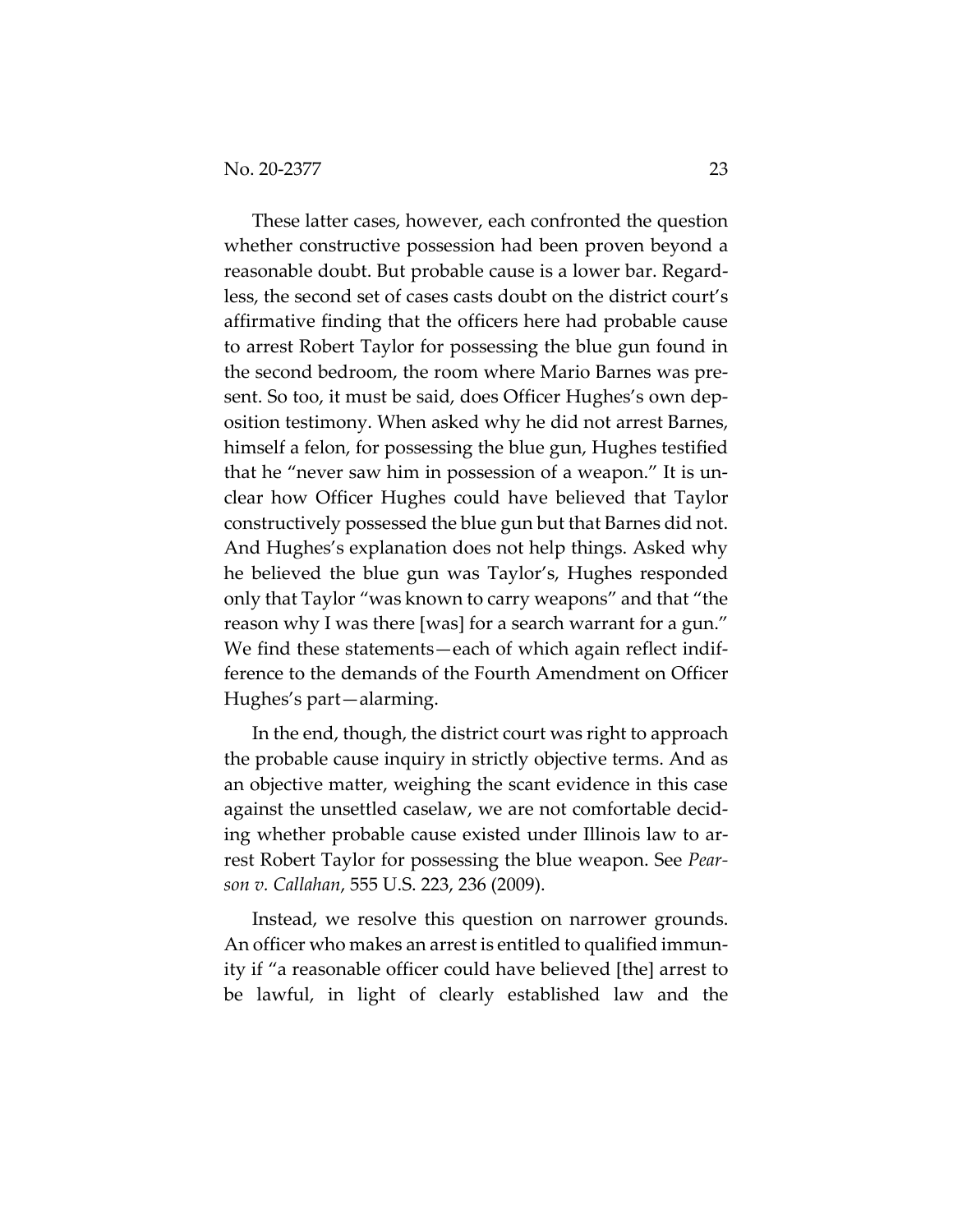These latter cases, however, each confronted the question whether constructive possession had been proven beyond a reasonable doubt. But probable cause is a lower bar. Regardless, the second set of cases casts doubt on the district court's affirmative finding that the officers here had probable cause to arrest Robert Taylor for possessing the blue gun found in the second bedroom, the room where Mario Barnes was present. So too, it must be said, does Officer Hughes's own deposition testimony. When asked why he did not arrest Barnes, himself a felon, for possessing the blue gun, Hughes testified that he "never saw him in possession of a weapon." It is unclear how Officer Hughes could have believed that Taylor constructively possessed the blue gun but that Barnes did not. And Hughes's explanation does not help things. Asked why he believed the blue gun was Taylor's, Hughes responded only that Taylor "was known to carry weapons" and that "the reason why I was there [was] for a search warrant for a gun." We find these statements—each of which again reflect indifference to the demands of the Fourth Amendment on Officer Hughes's part—alarming.

In the end, though, the district court was right to approach the probable cause inquiry in strictly objective terms. And as an objective matter, weighing the scant evidence in this case against the unsettled caselaw, we are not comfortable deciding whether probable cause existed under Illinois law to arrest Robert Taylor for possessing the blue weapon. See *Pearson v. Callahan*, 555 U.S. 223, 236 (2009).

Instead, we resolve this question on narrower grounds. An officer who makes an arrest is entitled to qualified immunity if "a reasonable officer could have believed [the] arrest to be lawful, in light of clearly established law and the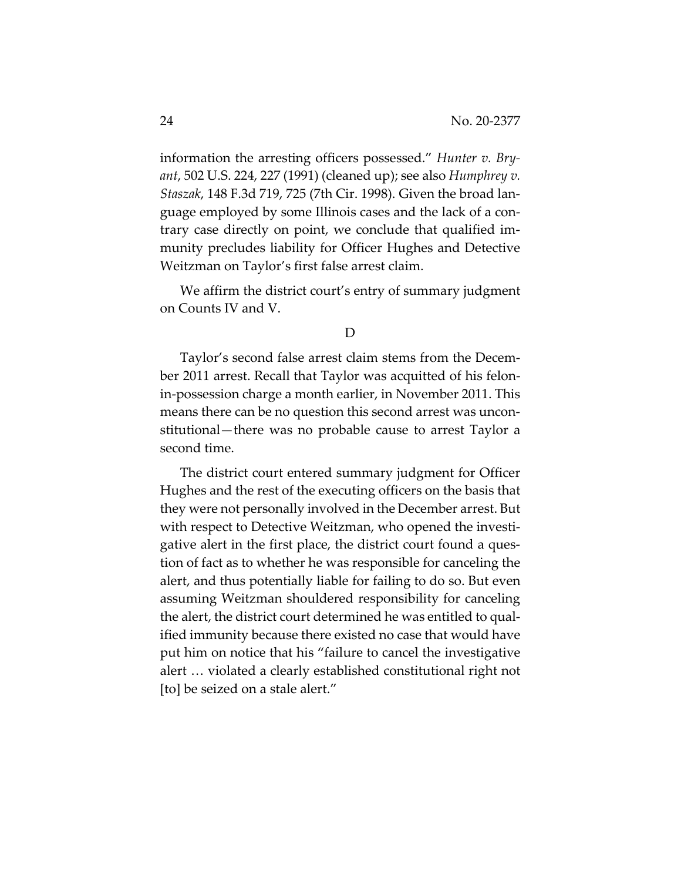information the arresting officers possessed." *Hunter v. Bryant*, 502 U.S. 224, 227 (1991) (cleaned up); see also *Humphrey v. Staszak*, 148 F.3d 719, 725 (7th Cir. 1998). Given the broad language employed by some Illinois cases and the lack of a contrary case directly on point, we conclude that qualified immunity precludes liability for Officer Hughes and Detective Weitzman on Taylor's first false arrest claim.

We affirm the district court's entry of summary judgment on Counts IV and V.

D

Taylor's second false arrest claim stems from the December 2011 arrest. Recall that Taylor was acquitted of his felon-in-possession charge a month earlier, in November 2011. This means there can be no question this second arrest was unconstitutional—there was no probable cause to arrest Taylor a second time.

The district court entered summary judgment for Officer Hughes and the rest of the executing officers on the basis that they were not personally involved in the December arrest. But with respect to Detective Weitzman, who opened the investigative alert in the first place, the district court found a question of fact as to whether he was responsible for canceling the alert, and thus potentially liable for failing to do so. But even assuming Weitzman shouldered responsibility for canceling the alert, the district court determined he was entitled to qualified immunity because there existed no case that would have put him on notice that his "failure to cancel the investigative alert … violated a clearly established constitutional right not [to] be seized on a stale alert."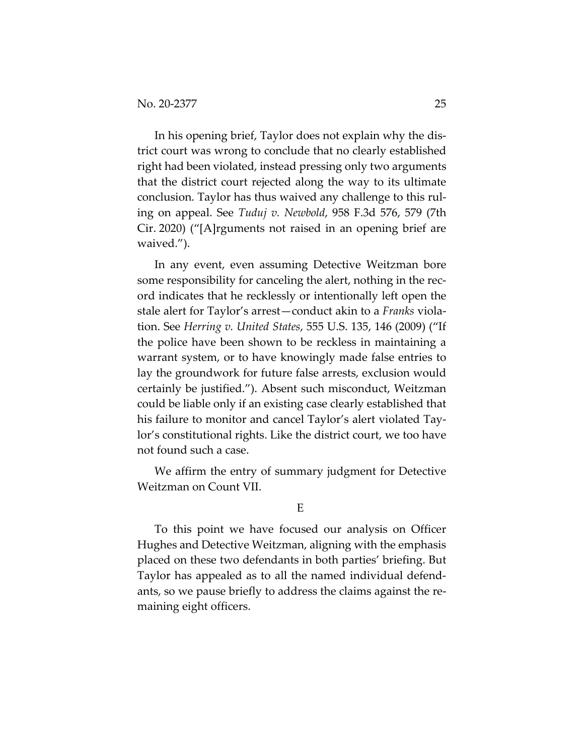In his opening brief, Taylor does not explain why the district court was wrong to conclude that no clearly established right had been violated, instead pressing only two arguments that the district court rejected along the way to its ultimate conclusion. Taylor has thus waived any challenge to this ruling on appeal. See *Tuduj v. Newbold*, 958 F.3d 576, 579 (7th Cir. 2020) ("[A]rguments not raised in an opening brief are waived.").

In any event, even assuming Detective Weitzman bore some responsibility for canceling the alert, nothing in the record indicates that he recklessly or intentionally left open the stale alert for Taylor's arrest—conduct akin to a *Franks* violation. See *Herring v. United States*, 555 U.S. 135, 146 (2009) ("If the police have been shown to be reckless in maintaining a warrant system, or to have knowingly made false entries to lay the groundwork for future false arrests, exclusion would certainly be justified."). Absent such misconduct, Weitzman could be liable only if an existing case clearly established that his failure to monitor and cancel Taylor's alert violated Taylor's constitutional rights. Like the district court, we too have not found such a case.

We affirm the entry of summary judgment for Detective Weitzman on Count VII.

### E

To this point we have focused our analysis on Officer Hughes and Detective Weitzman, aligning with the emphasis placed on these two defendants in both parties' briefing. But Taylor has appealed as to all the named individual defendants, so we pause briefly to address the claims against the remaining eight officers.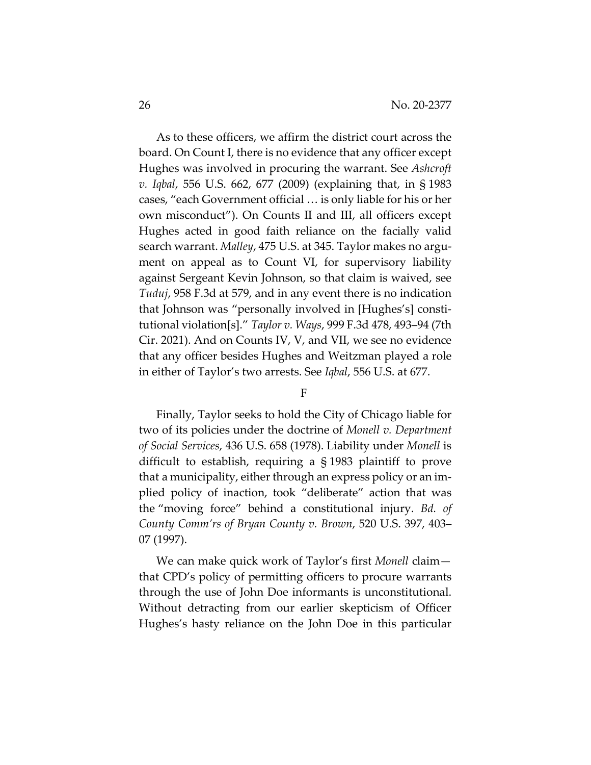As to these officers, we affirm the district court across the board. On Count I, there is no evidence that any officer except Hughes was involved in procuring the warrant. See *Ashcroft v. Iqbal*, 556 U.S. 662, 677 (2009) (explaining that, in § 1983 cases, "each Government official … is only liable for his or her own misconduct"). On Counts II and III, all officers except Hughes acted in good faith reliance on the facially valid search warrant. *Malley*, 475 U.S. at 345. Taylor makes no argument on appeal as to Count VI, for supervisory liability against Sergeant Kevin Johnson, so that claim is waived, see *Tuduj*, 958 F.3d at 579, and in any event there is no indication that Johnson was "personally involved in [Hughes's] constitutional violation[s]." *Taylor v. Ways*, 999 F.3d 478, 493–94 (7th Cir. 2021). And on Counts IV, V, and VII, we see no evidence that any officer besides Hughes and Weitzman played a role in either of Taylor's two arrests. See *Iqbal*, 556 U.S. at 677.

F

Finally, Taylor seeks to hold the City of Chicago liable for two of its policies under the doctrine of *Monell v. Department of Social Services*, 436 U.S. 658 (1978). Liability under *Monell* is difficult to establish, requiring a § 1983 plaintiff to prove that a municipality, either through an express policy or an implied policy of inaction, took "deliberate" action that was the "moving force" behind a constitutional injury. *Bd. of County Comm'rs of Bryan County v. Brown*, 520 U.S. 397, 403–07 (1997).

We can make quick work of Taylor's first *Monell* claim—that CPD's policy of permitting officers to procure warrants through the use of John Doe informants is unconstitutional. Without detracting from our earlier skepticism of Officer Hughes's hasty reliance on the John Doe in this particular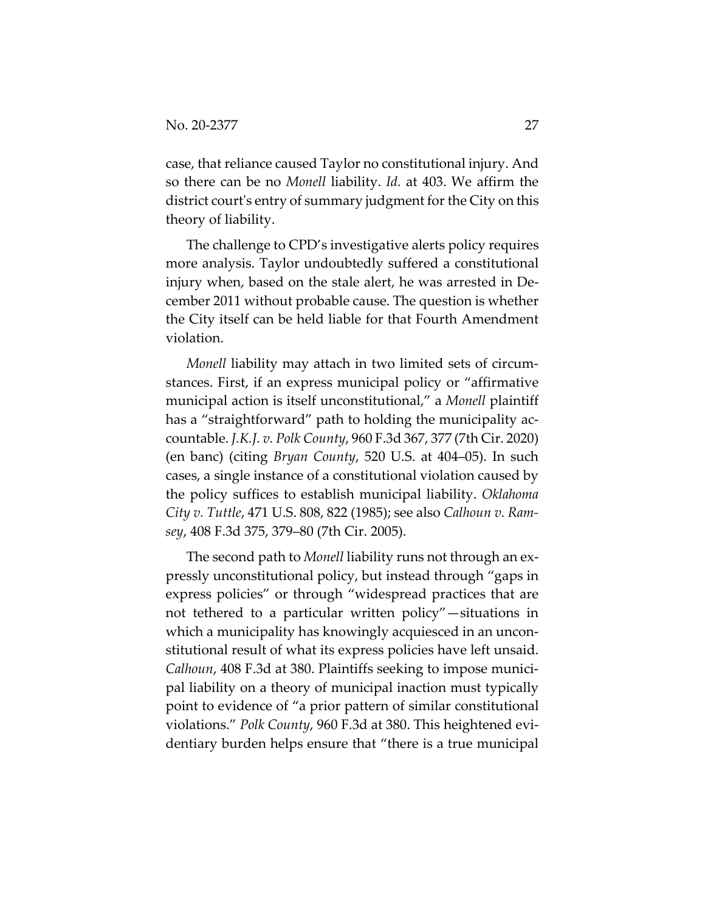case, that reliance caused Taylor no constitutional injury. And so there can be no *Monell* liability. *Id.* at 403. We affirm the district court's entry of summary judgment for the City on this theory of liability.

The challenge to CPD's investigative alerts policy requires more analysis. Taylor undoubtedly suffered a constitutional injury when, based on the stale alert, he was arrested in December 2011 without probable cause. The question is whether the City itself can be held liable for that Fourth Amendment violation.

*Monell* liability may attach in two limited sets of circumstances. First, if an express municipal policy or "affirmative municipal action is itself unconstitutional," a *Monell* plaintiff has a "straightforward" path to holding the municipality accountable. *J.K.J. v. Polk County*, 960 F.3d 367, 377 (7th Cir. 2020) (en banc) (citing *Bryan County*, 520 U.S. at 404–05). In such cases, a single instance of a constitutional violation caused by the policy suffices to establish municipal liability. *Oklahoma City v. Tuttle*, 471 U.S. 808, 822 (1985); see also *Calhoun v. Ramsey*, 408 F.3d 375, 379–80 (7th Cir. 2005).

The second path to *Monell* liability runs not through an expressly unconstitutional policy, but instead through "gaps in express policies" or through "widespread practices that are not tethered to a particular written policy"—situations in which a municipality has knowingly acquiesced in an unconstitutional result of what its express policies have left unsaid. *Calhoun*, 408 F.3d at 380. Plaintiffs seeking to impose municipal liability on a theory of municipal inaction must typically point to evidence of "a prior pattern of similar constitutional violations." *Polk County*, 960 F.3d at 380. This heightened evidentiary burden helps ensure that "there is a true municipal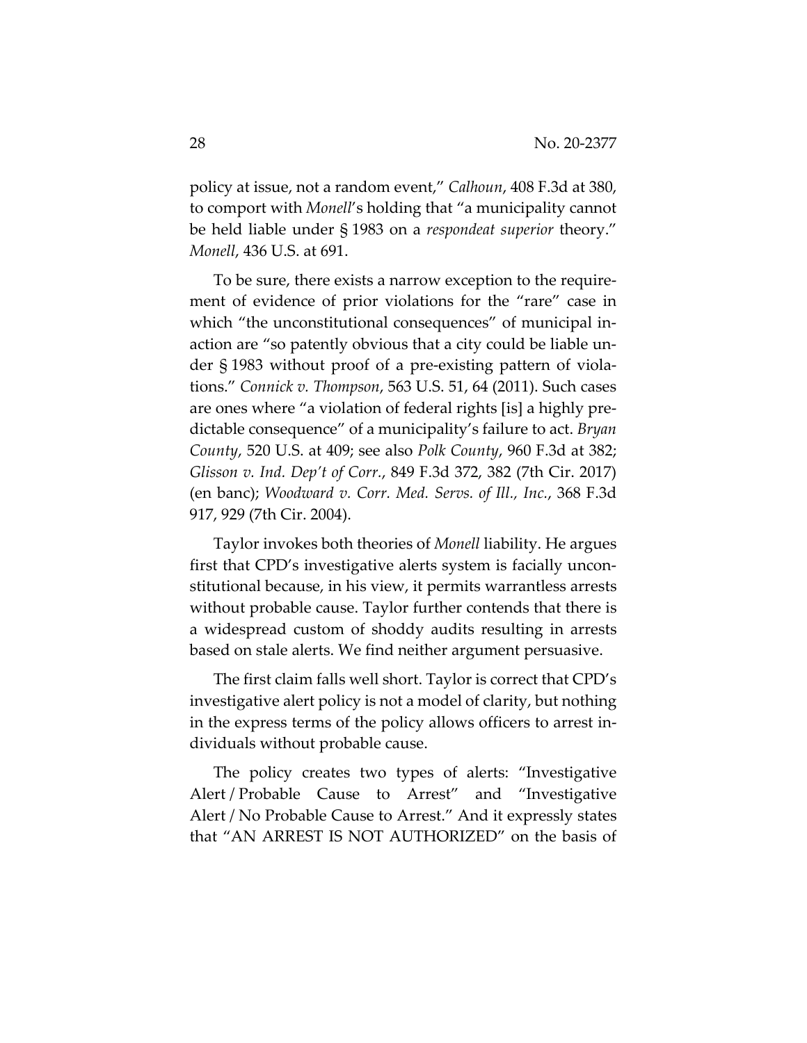policy at issue, not a random event," *Calhoun*, 408 F.3d at 380, to comport with *Monell*'s holding that "a municipality cannot be held liable under § 1983 on a *respondeat superior* theory." *Monell*, 436 U.S. at 691.

To be sure, there exists a narrow exception to the requirement of evidence of prior violations for the "rare" case in which "the unconstitutional consequences" of municipal inaction are "so patently obvious that a city could be liable under § 1983 without proof of a pre-existing pattern of violations." *Connick v. Thompson*, 563 U.S. 51, 64 (2011). Such cases are ones where "a violation of federal rights [is] a highly predictable consequence" of a municipality's failure to act. *Bryan County*, 520 U.S. at 409; see also *Polk County*, 960 F.3d at 382; *Glisson v. Ind. Dep't of Corr.*, 849 F.3d 372, 382 (7th Cir. 2017) (en banc); *Woodward v. Corr. Med. Servs. of Ill., Inc.*, 368 F.3d 917, 929 (7th Cir. 2004).

Taylor invokes both theories of *Monell* liability. He argues first that CPD's investigative alerts system is facially unconstitutional because, in his view, it permits warrantless arrests without probable cause. Taylor further contends that there is a widespread custom of shoddy audits resulting in arrests based on stale alerts. We find neither argument persuasive.

The first claim falls well short. Taylor is correct that CPD's investigative alert policy is not a model of clarity, but nothing in the express terms of the policy allows officers to arrest individuals without probable cause.

The policy creates two types of alerts: "Investigative Alert / Probable Cause to Arrest" and "Investigative Alert / No Probable Cause to Arrest." And it expressly states that "AN ARREST IS NOT AUTHORIZED" on the basis of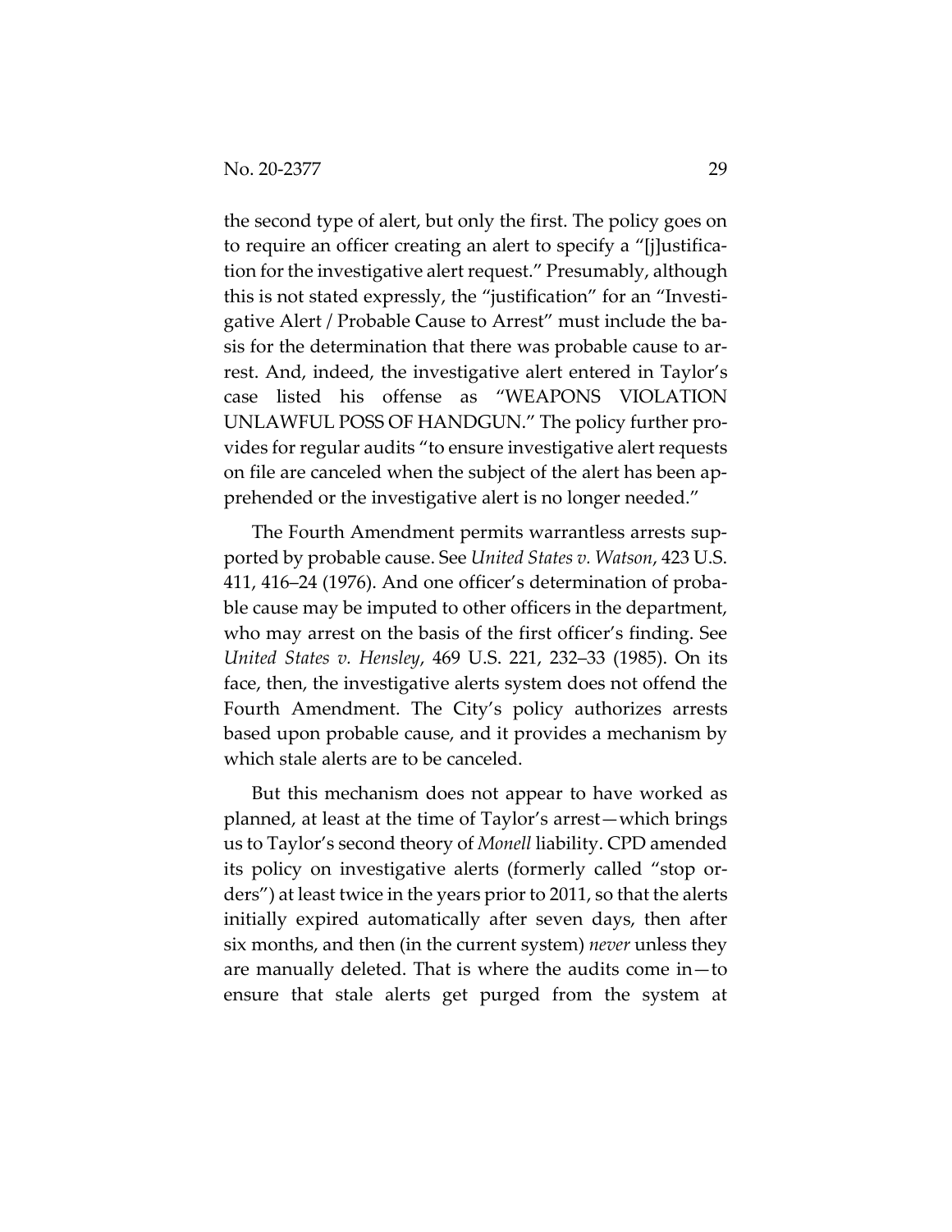the second type of alert, but only the first. The policy goes on to require an officer creating an alert to specify a "[j]ustification for the investigative alert request." Presumably, although this is not stated expressly, the "justification" for an "Investigative Alert / Probable Cause to Arrest" must include the basis for the determination that there was probable cause to arrest. And, indeed, the investigative alert entered in Taylor's case listed his offense as "WEAPONS VIOLATION UNLAWFUL POSS OF HANDGUN." The policy further provides for regular audits "to ensure investigative alert requests on file are canceled when the subject of the alert has been apprehended or the investigative alert is no longer needed."

The Fourth Amendment permits warrantless arrests supported by probable cause. See *United States v. Watson*, 423 U.S. 411, 416–24 (1976). And one officer's determination of probable cause may be imputed to other officers in the department, who may arrest on the basis of the first officer's finding. See *United States v. Hensley*, 469 U.S. 221, 232–33 (1985). On its face, then, the investigative alerts system does not offend the Fourth Amendment. The City's policy authorizes arrests based upon probable cause, and it provides a mechanism by which stale alerts are to be canceled.

But this mechanism does not appear to have worked as planned, at least at the time of Taylor's arrest—which brings us to Taylor's second theory of *Monell* liability. CPD amended its policy on investigative alerts (formerly called "stop orders") at least twice in the years prior to 2011, so that the alerts initially expired automatically after seven days, then after six months, and then (in the current system) *never* unless they are manually deleted. That is where the audits come in—to ensure that stale alerts get purged from the system at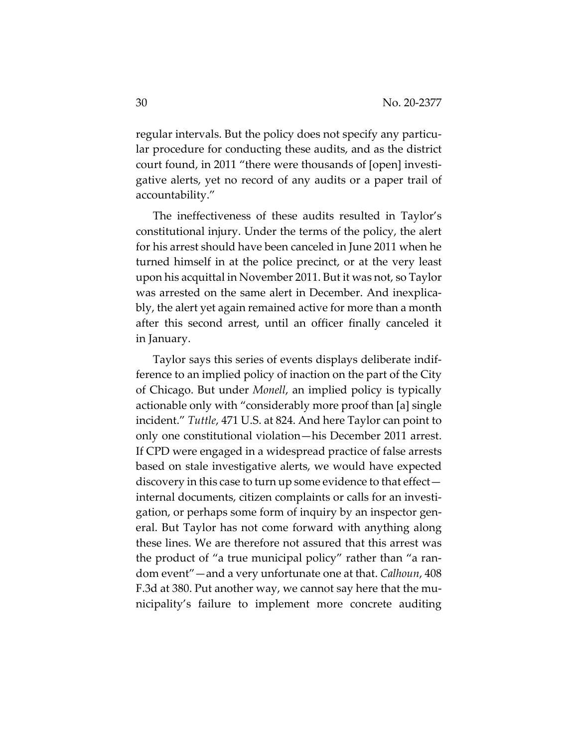regular intervals. But the policy does not specify any particular procedure for conducting these audits, and as the district court found, in 2011 "there were thousands of [open] investigative alerts, yet no record of any audits or a paper trail of accountability."

The ineffectiveness of these audits resulted in Taylor's constitutional injury. Under the terms of the policy, the alert for his arrest should have been canceled in June 2011 when he turned himself in at the police precinct, or at the very least upon his acquittal in November 2011. But it was not, so Taylor was arrested on the same alert in December. And inexplicably, the alert yet again remained active for more than a month after this second arrest, until an officer finally canceled it in January.

Taylor says this series of events displays deliberate indifference to an implied policy of inaction on the part of the City of Chicago. But under *Monell*, an implied policy is typically actionable only with "considerably more proof than [a] single incident." *Tuttle*, 471 U.S. at 824. And here Taylor can point to only one constitutional violation—his December 2011 arrest. If CPD were engaged in a widespread practice of false arrests based on stale investigative alerts, we would have expected discovery in this case to turn up some evidence to that effect—internal documents, citizen complaints or calls for an investigation, or perhaps some form of inquiry by an inspector general. But Taylor has not come forward with anything along these lines. We are therefore not assured that this arrest was the product of "a true municipal policy" rather than "a random event"—and a very unfortunate one at that. *Calhoun*, 408 F.3d at 380. Put another way, we cannot say here that the municipality's failure to implement more concrete auditing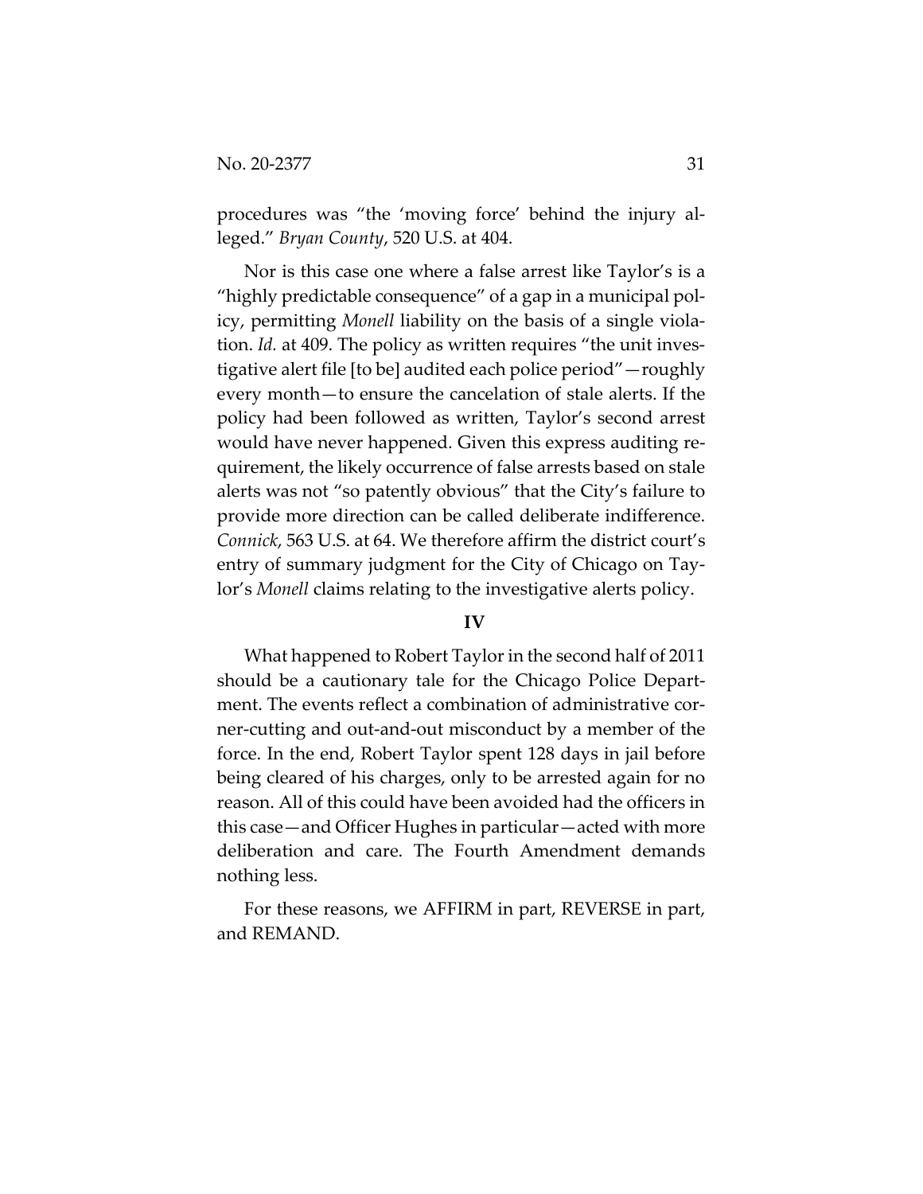procedures was "the 'moving force' behind the injury alleged." *Bryan County*, 520 U.S. at 404.

Nor is this case one where a false arrest like Taylor's is a "highly predictable consequence" of a gap in a municipal policy, permitting *Monell* liability on the basis of a single violation. *Id.* at 409. The policy as written requires "the unit investigative alert file [to be] audited each police period"—roughly every month—to ensure the cancelation of stale alerts. If the policy had been followed as written, Taylor's second arrest would have never happened. Given this express auditing requirement, the likely occurrence of false arrests based on stale alerts was not "so patently obvious" that the City's failure to provide more direction can be called deliberate indifference. *Connick*, 563 U.S. at 64. We therefore affirm the district court's entry of summary judgment for the City of Chicago on Taylor's *Monell* claims relating to the investigative alerts policy.

## IV

What happened to Robert Taylor in the second half of 2011 should be a cautionary tale for the Chicago Police Department. The events reflect a combination of administrative corner-cutting and out-and-out misconduct by a member of the force. In the end, Robert Taylor spent 128 days in jail before being cleared of his charges, only to be arrested again for no reason. All of this could have been avoided had the officers in this case—and Officer Hughes in particular—acted with more deliberation and care. The Fourth Amendment demands nothing less.

For these reasons, we AFFIRM in part, REVERSE in part, and REMAND.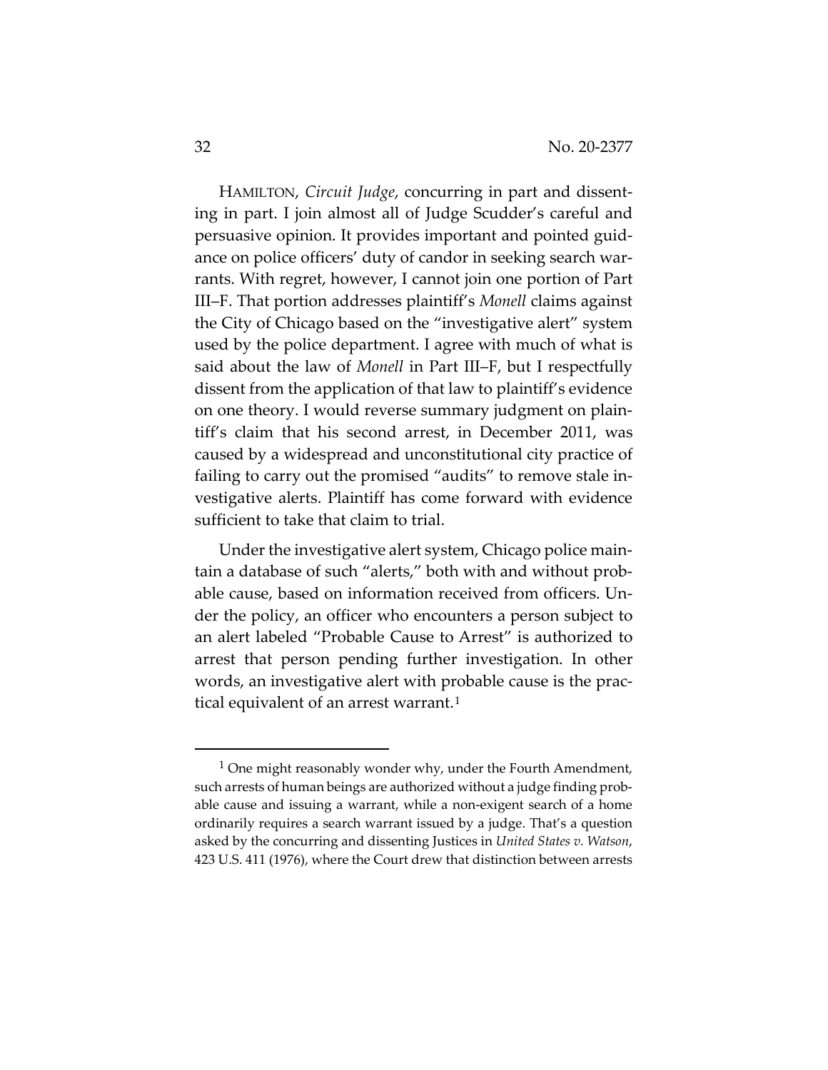HAMILTON, *Circuit Judge*, concurring in part and dissenting in part. I join almost all of Judge Scudder's careful and persuasive opinion. It provides important and pointed guidance on police officers' duty of candor in seeking search warrants. With regret, however, I cannot join one portion of Part III–F. That portion addresses plaintiff's *Monell* claims against the City of Chicago based on the "investigative alert" system used by the police department. I agree with much of what is said about the law of *Monell* in Part III–F, but I respectfully dissent from the application of that law to plaintiff's evidence on one theory. I would reverse summary judgment on plaintiff's claim that his second arrest, in December 2011, was caused by a widespread and unconstitutional city practice of failing to carry out the promised "audits" to remove stale investigative alerts. Plaintiff has come forward with evidence sufficient to take that claim to trial.

Under the investigative alert system, Chicago police maintain a database of such "alerts," both with and without probable cause, based on information received from officers. Under the policy, an officer who encounters a person subject to an alert labeled "Probable Cause to Arrest" is authorized to arrest that person pending further investigation. In other words, an investigative alert with probable cause is the practical equivalent of an arrest warrant.[1]

[1] One might reasonably wonder why, under the Fourth Amendment, such arrests of human beings are authorized without a judge finding probable cause and issuing a warrant, while a non-exigent search of a home ordinarily requires a search warrant issued by a judge. That's a question asked by the concurring and dissenting Justices in *United States v. Watson*, 423 U.S. 411 (1976), where the Court drew that distinction between arrests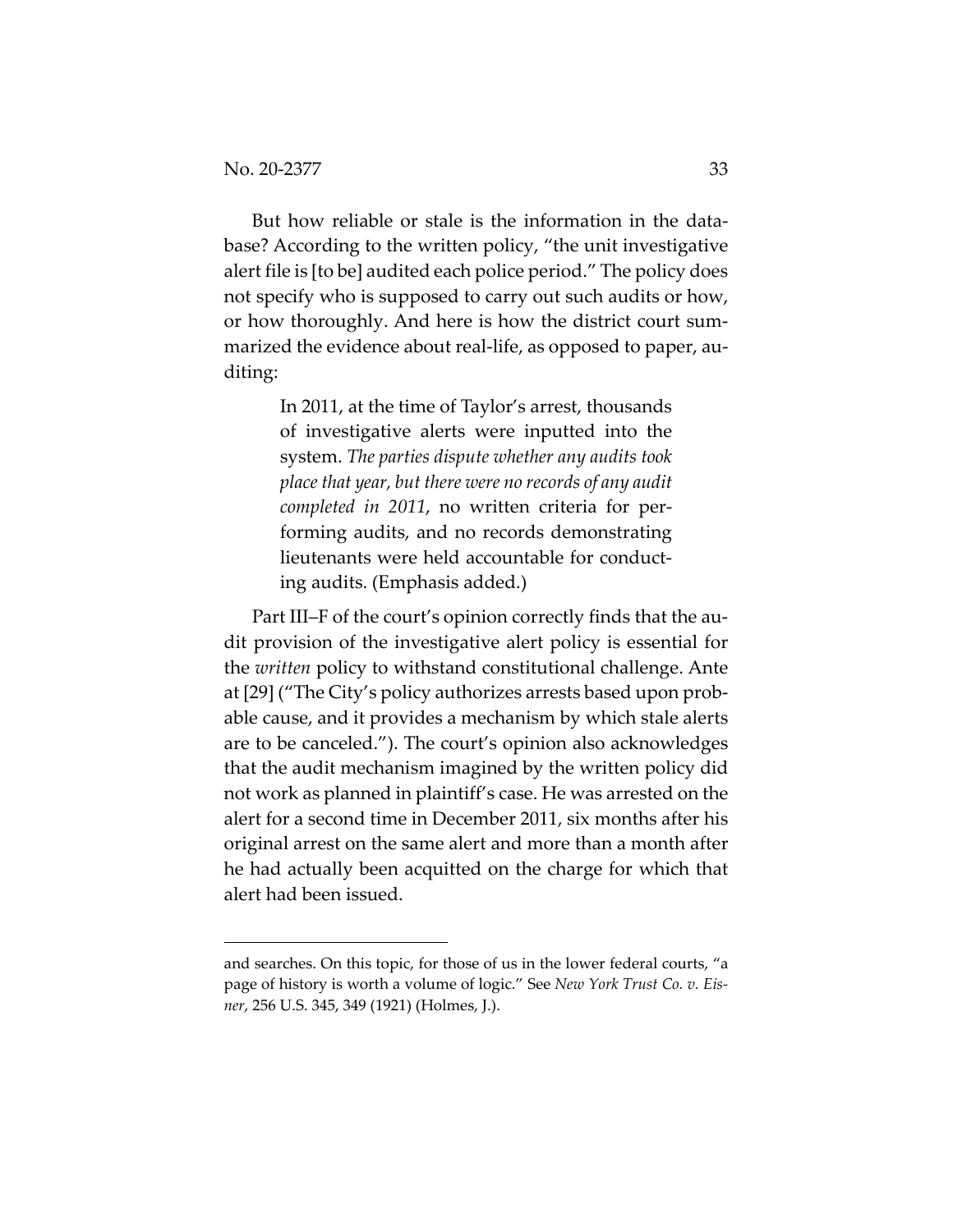But how reliable or stale is the information in the database? According to the written policy, "the unit investigative alert file is [to be] audited each police period." The policy does not specify who is supposed to carry out such audits or how, or how thoroughly. And here is how the district court summarized the evidence about real-life, as opposed to paper, auditing:

> In 2011, at the time of Taylor's arrest, thousands of investigative alerts were inputted into the system. *The parties dispute whether any audits took place that year, but there were no records of any audit completed in 2011*, no written criteria for performing audits, and no records demonstrating lieutenants were held accountable for conducting audits. (Emphasis added.)

Part III–F of the court's opinion correctly finds that the audit provision of the investigative alert policy is essential for the *written* policy to withstand constitutional challenge. Ante at [29] ("The City's policy authorizes arrests based upon probable cause, and it provides a mechanism by which stale alerts are to be canceled."). The court's opinion also acknowledges that the audit mechanism imagined by the written policy did not work as planned in plaintiff's case. He was arrested on the alert for a second time in December 2011, six months after his original arrest on the same alert and more than a month after he had actually been acquitted on the charge for which that alert had been issued.

---

and searches. On this topic, for those of us in the lower federal courts, "a page of history is worth a volume of logic." See *New York Trust Co. v. Eisner*, 256 U.S. 345, 349 (1921) (Holmes, J.).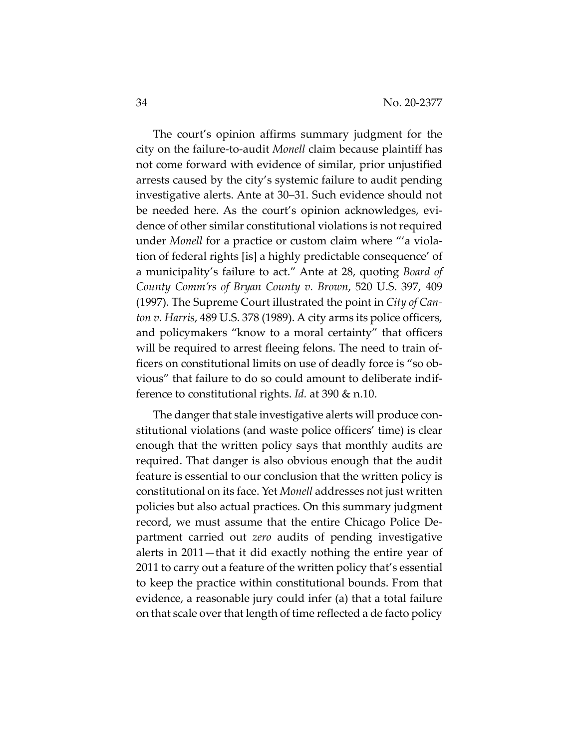The court's opinion affirms summary judgment for the city on the failure-to-audit *Monell* claim because plaintiff has not come forward with evidence of similar, prior unjustified arrests caused by the city's systemic failure to audit pending investigative alerts. Ante at 30–31. Such evidence should not be needed here. As the court's opinion acknowledges, evidence of other similar constitutional violations is not required under *Monell* for a practice or custom claim where "'a violation of federal rights [is] a highly predictable consequence' of a municipality's failure to act." Ante at 28, quoting *Board of County Comm'rs of Bryan County v. Brown*, 520 U.S. 397, 409 (1997). The Supreme Court illustrated the point in *City of Canton v. Harris*, 489 U.S. 378 (1989). A city arms its police officers, and policymakers "know to a moral certainty" that officers will be required to arrest fleeing felons. The need to train officers on constitutional limits on use of deadly force is "so obvious" that failure to do so could amount to deliberate indifference to constitutional rights. *Id.* at 390 & n.10.

The danger that stale investigative alerts will produce constitutional violations (and waste police officers' time) is clear enough that the written policy says that monthly audits are required. That danger is also obvious enough that the audit feature is essential to our conclusion that the written policy is constitutional on its face. Yet *Monell* addresses not just written policies but also actual practices. On this summary judgment record, we must assume that the entire Chicago Police Department carried out *zero* audits of pending investigative alerts in 2011—that it did exactly nothing the entire year of 2011 to carry out a feature of the written policy that's essential to keep the practice within constitutional bounds. From that evidence, a reasonable jury could infer (a) that a total failure on that scale over that length of time reflected a de facto policy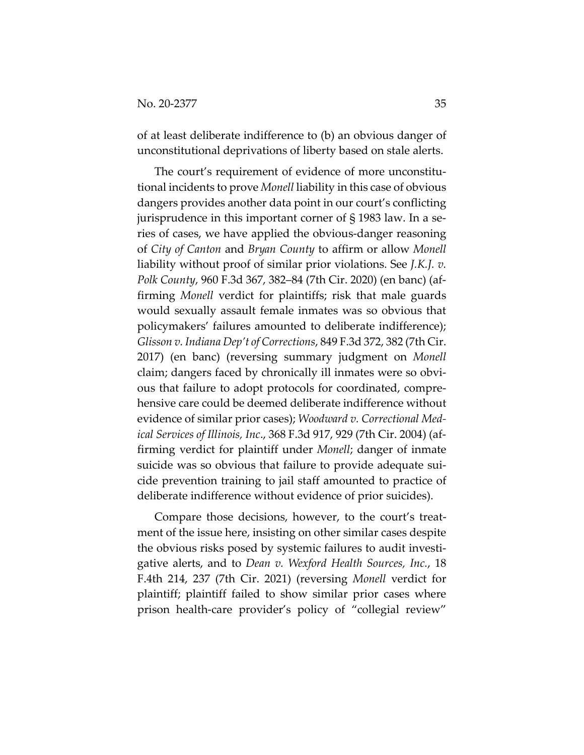of at least deliberate indifference to (b) an obvious danger of unconstitutional deprivations of liberty based on stale alerts.

The court's requirement of evidence of more unconstitutional incidents to prove *Monell* liability in this case of obvious dangers provides another data point in our court's conflicting jurisprudence in this important corner of § 1983 law. In a series of cases, we have applied the obvious-danger reasoning of *City of Canton* and *Bryan County* to affirm or allow *Monell* liability without proof of similar prior violations. See *J.K.J. v. Polk County*, 960 F.3d 367, 382–84 (7th Cir. 2020) (en banc) (affirming *Monell* verdict for plaintiffs; risk that male guards would sexually assault female inmates was so obvious that policymakers' failures amounted to deliberate indifference); *Glisson v. Indiana Dep't of Corrections*, 849 F.3d 372, 382 (7th Cir. 2017) (en banc) (reversing summary judgment on *Monell* claim; dangers faced by chronically ill inmates were so obvious that failure to adopt protocols for coordinated, comprehensive care could be deemed deliberate indifference without evidence of similar prior cases); *Woodward v. Correctional Medical Services of Illinois, Inc*., 368 F.3d 917, 929 (7th Cir. 2004) (affirming verdict for plaintiff under *Monell*; danger of inmate suicide was so obvious that failure to provide adequate suicide prevention training to jail staff amounted to practice of deliberate indifference without evidence of prior suicides).

Compare those decisions, however, to the court's treatment of the issue here, insisting on other similar cases despite the obvious risks posed by systemic failures to audit investigative alerts, and to *Dean v. Wexford Health Sources, Inc.*, 18 F.4th 214, 237 (7th Cir. 2021) (reversing *Monell* verdict for plaintiff; plaintiff failed to show similar prior cases where prison health-care provider's policy of "collegial review"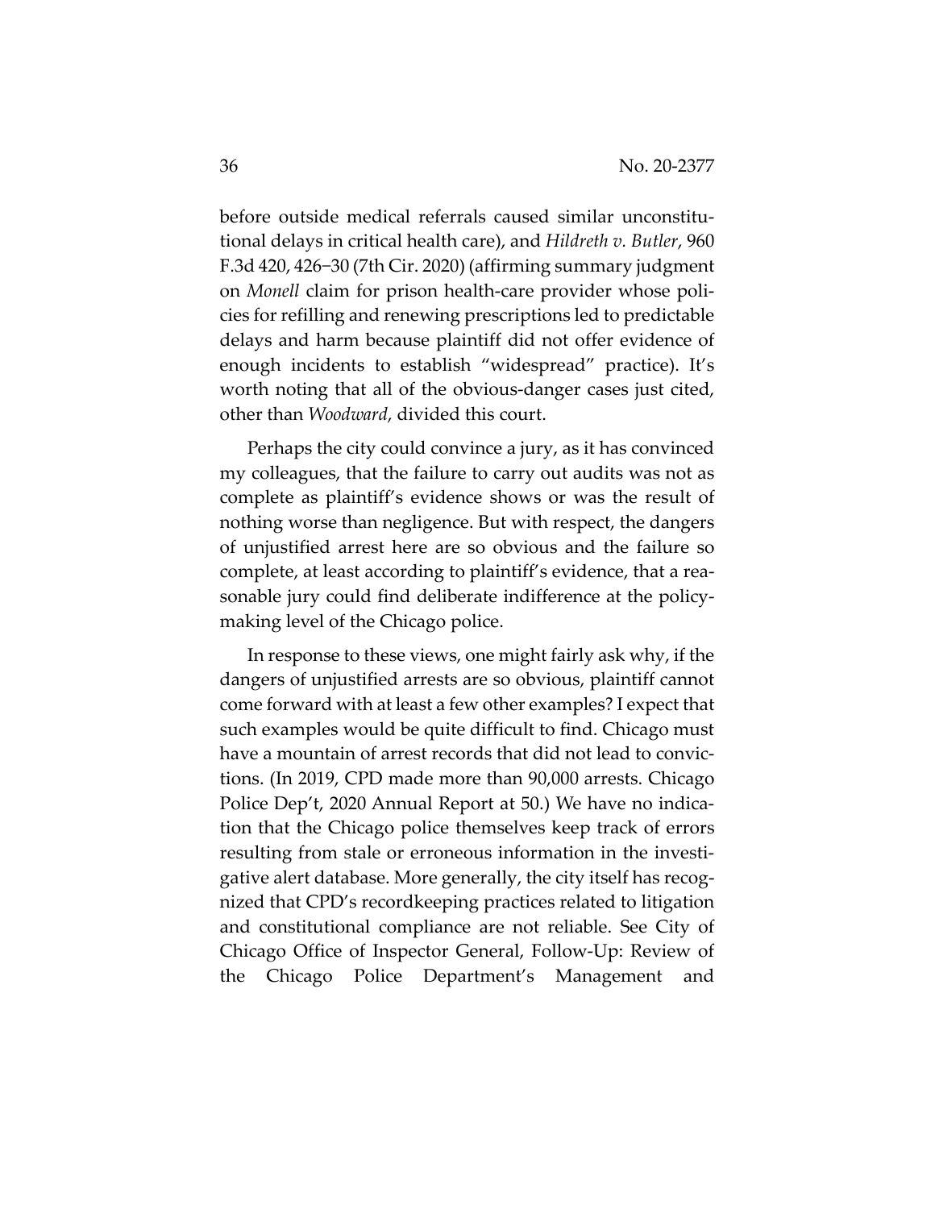before outside medical referrals caused similar unconstitutional delays in critical health care), and *Hildreth v. Butler*, 960 F.3d 420, 426–30 (7th Cir. 2020) (affirming summary judgment on *Monell* claim for prison health-care provider whose policies for refilling and renewing prescriptions led to predictable delays and harm because plaintiff did not offer evidence of enough incidents to establish "widespread" practice). It's worth noting that all of the obvious-danger cases just cited, other than *Woodward*, divided this court.

Perhaps the city could convince a jury, as it has convinced my colleagues, that the failure to carry out audits was not as complete as plaintiff's evidence shows or was the result of nothing worse than negligence. But with respect, the dangers of unjustified arrest here are so obvious and the failure so complete, at least according to plaintiff's evidence, that a reasonable jury could find deliberate indifference at the policy-making level of the Chicago police.

In response to these views, one might fairly ask why, if the dangers of unjustified arrests are so obvious, plaintiff cannot come forward with at least a few other examples? I expect that such examples would be quite difficult to find. Chicago must have a mountain of arrest records that did not lead to convictions. (In 2019, CPD made more than 90,000 arrests. Chicago Police Dep't, 2020 Annual Report at 50.) We have no indication that the Chicago police themselves keep track of errors resulting from stale or erroneous information in the investigative alert database. More generally, the city itself has recognized that CPD's recordkeeping practices related to litigation and constitutional compliance are not reliable. See City of Chicago Office of Inspector General, Follow-Up: Review of the Chicago Police Department's Management and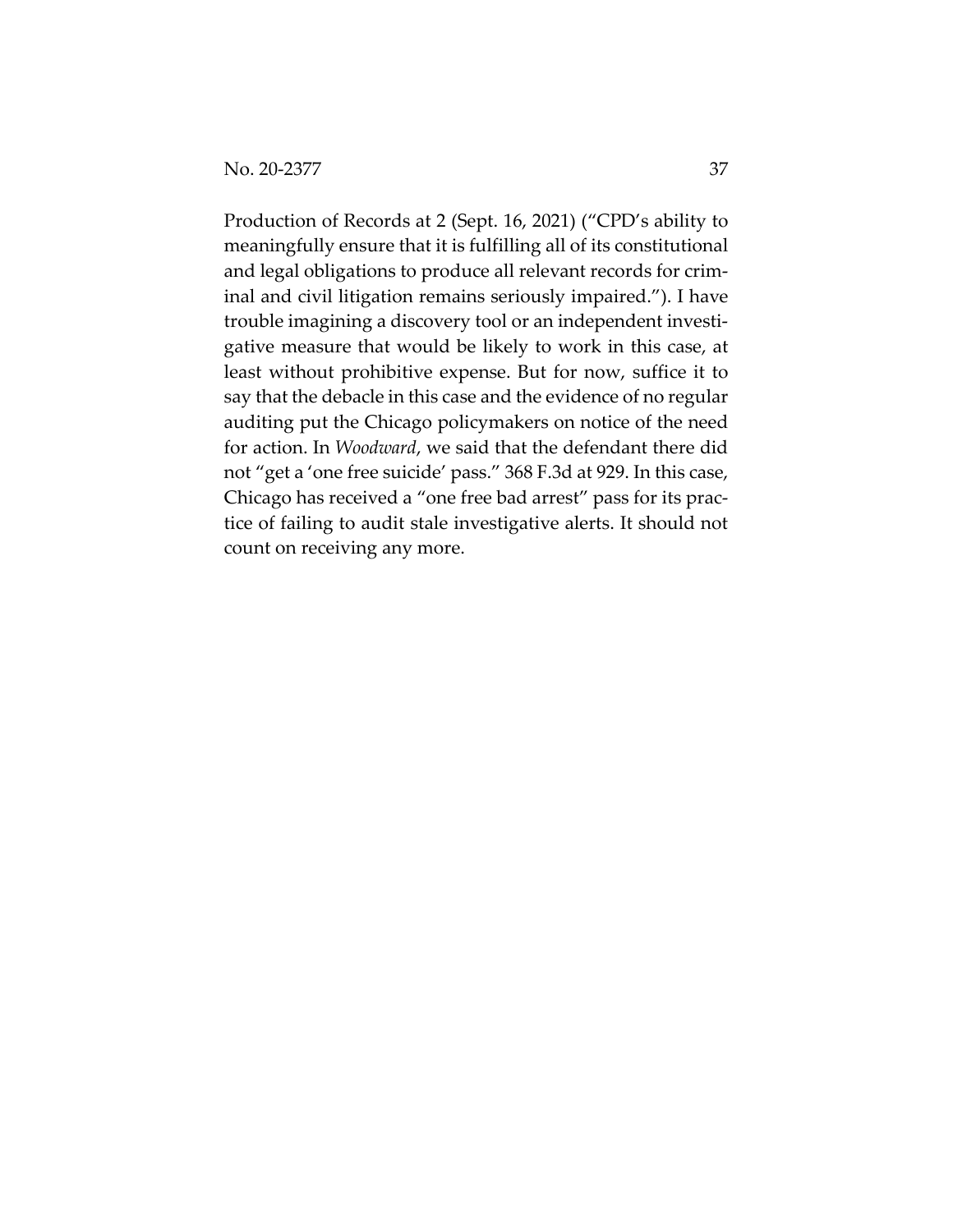Production of Records at 2 (Sept. 16, 2021) ("CPD's ability to meaningfully ensure that it is fulfilling all of its constitutional and legal obligations to produce all relevant records for criminal and civil litigation remains seriously impaired."). I have trouble imagining a discovery tool or an independent investigative measure that would be likely to work in this case, at least without prohibitive expense. But for now, suffice it to say that the debacle in this case and the evidence of no regular auditing put the Chicago policymakers on notice of the need for action. In *Woodward*, we said that the defendant there did not "get a 'one free suicide' pass." 368 F.3d at 929. In this case, Chicago has received a "one free bad arrest" pass for its practice of failing to audit stale investigative alerts. It should not count on receiving any more.